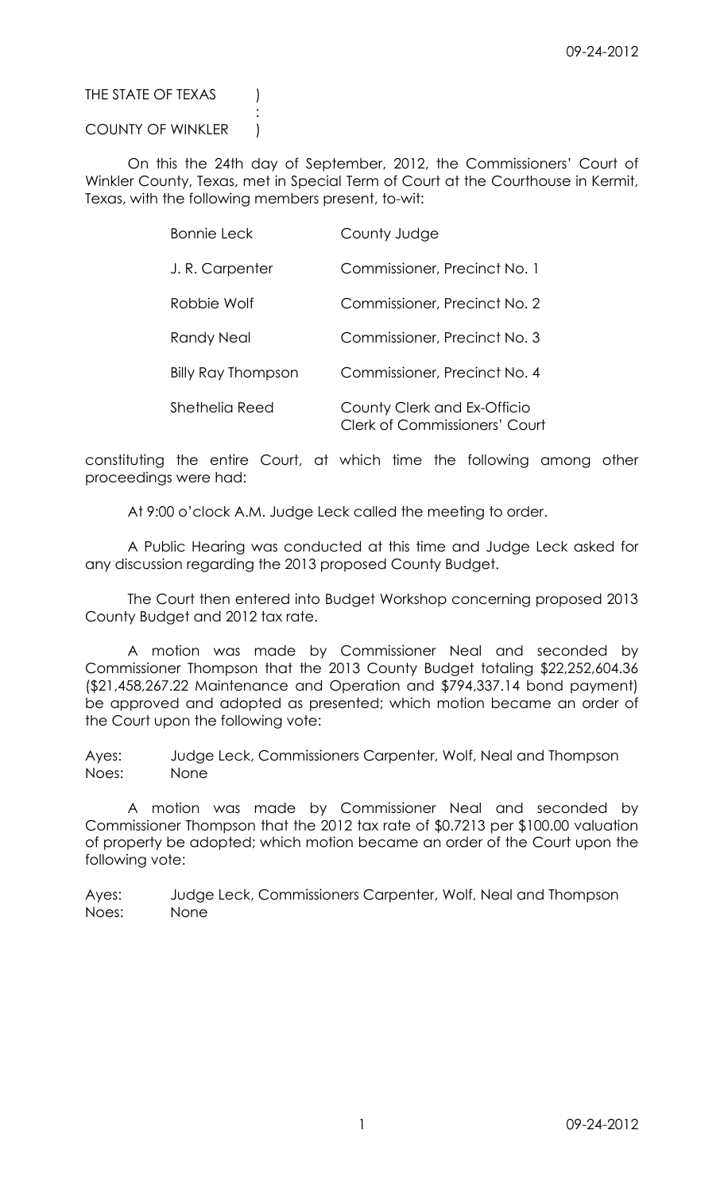THE STATE OF TEXAS )
:
COUNTY OF WINKLER )

On this the 24th day of September, 2012, the Commissioners' Court of Winkler County, Texas, met in Special Term of Court at the Courthouse in Kermit, Texas, with the following members present, to-wit:

| | |
|---|---|
| Bonnie Leck | County Judge |
| J. R. Carpenter | Commissioner, Precinct No. 1 |
| Robbie Wolf | Commissioner, Precinct No. 2 |
| Randy Neal | Commissioner, Precinct No. 3 |
| Billy Ray Thompson | Commissioner, Precinct No. 4 |
| Shethelia Reed | County Clerk and Ex-Officio Clerk of Commissioners' Court |

constituting the entire Court, at which time the following among other proceedings were had:

At 9:00 o'clock A.M. Judge Leck called the meeting to order.

A Public Hearing was conducted at this time and Judge Leck asked for any discussion regarding the 2013 proposed County Budget.

The Court then entered into Budget Workshop concerning proposed 2013 County Budget and 2012 tax rate.

A motion was made by Commissioner Neal and seconded by Commissioner Thompson that the 2013 County Budget totaling $22,252,604.36 ($21,458,267.22 Maintenance and Operation and $794,337.14 bond payment) be approved and adopted as presented; which motion became an order of the Court upon the following vote:

Ayes: Judge Leck, Commissioners Carpenter, Wolf, Neal and Thompson
Noes: None

A motion was made by Commissioner Neal and seconded by Commissioner Thompson that the 2012 tax rate of $0.7213 per $100.00 valuation of property be adopted; which motion became an order of the Court upon the following vote:

Ayes: Judge Leck, Commissioners Carpenter, Wolf, Neal and Thompson
Noes: None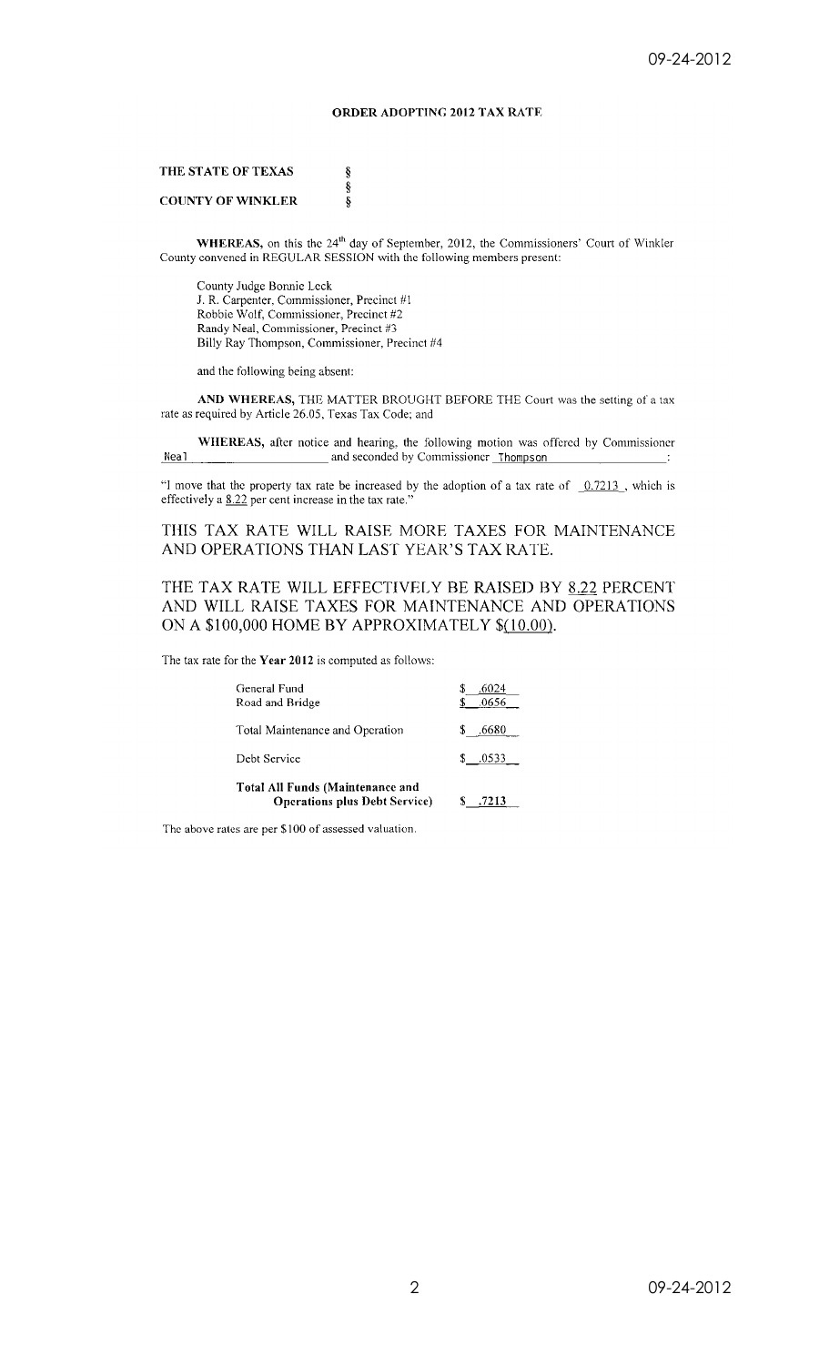## ORDER ADOPTING 2012 TAX RATE

**THE STATE OF TEXAS** §
§
**COUNTY OF WINKLER** §

**WHEREAS,** on this the 24th day of September, 2012, the Commissioners' Court of Winkler County convened in REGULAR SESSION with the following members present:

County Judge Bonnie Leck
J. R. Carpenter, Commissioner, Precinct #1
Robbie Wolf, Commissioner, Precinct #2
Randy Neal, Commissioner, Precinct #3
Billy Ray Thompson, Commissioner, Precinct #4

and the following being absent:

**AND WHEREAS,** THE MATTER BROUGHT BEFORE THE Court was the setting of a tax rate as required by Article 26.05, Texas Tax Code; and

**WHEREAS,** after notice and hearing, the following motion was offered by Commissioner Neal and seconded by Commissioner Thompson:

"I move that the property tax rate be increased by the adoption of a tax rate of 0.7213, which is effectively a 8.22 per cent increase in the tax rate."

THIS TAX RATE WILL RAISE MORE TAXES FOR MAINTENANCE AND OPERATIONS THAN LAST YEAR'S TAX RATE.

THE TAX RATE WILL EFFECTIVELY BE RAISED BY 8.22 PERCENT AND WILL RAISE TAXES FOR MAINTENANCE AND OPERATIONS ON A $100,000 HOME BY APPROXIMATELY $(10.00).

The tax rate for the **Year 2012** is computed as follows:

| | |
|---|---|
| General Fund | $ .6024 |
| Road and Bridge | $ .0656 |
| Total Maintenance and Operation | $ .6680 |
| Debt Service | $ .0533 |
| **Total All Funds (Maintenance and Operations plus Debt Service)** | **$ .7213** |

The above rates are per $100 of assessed valuation.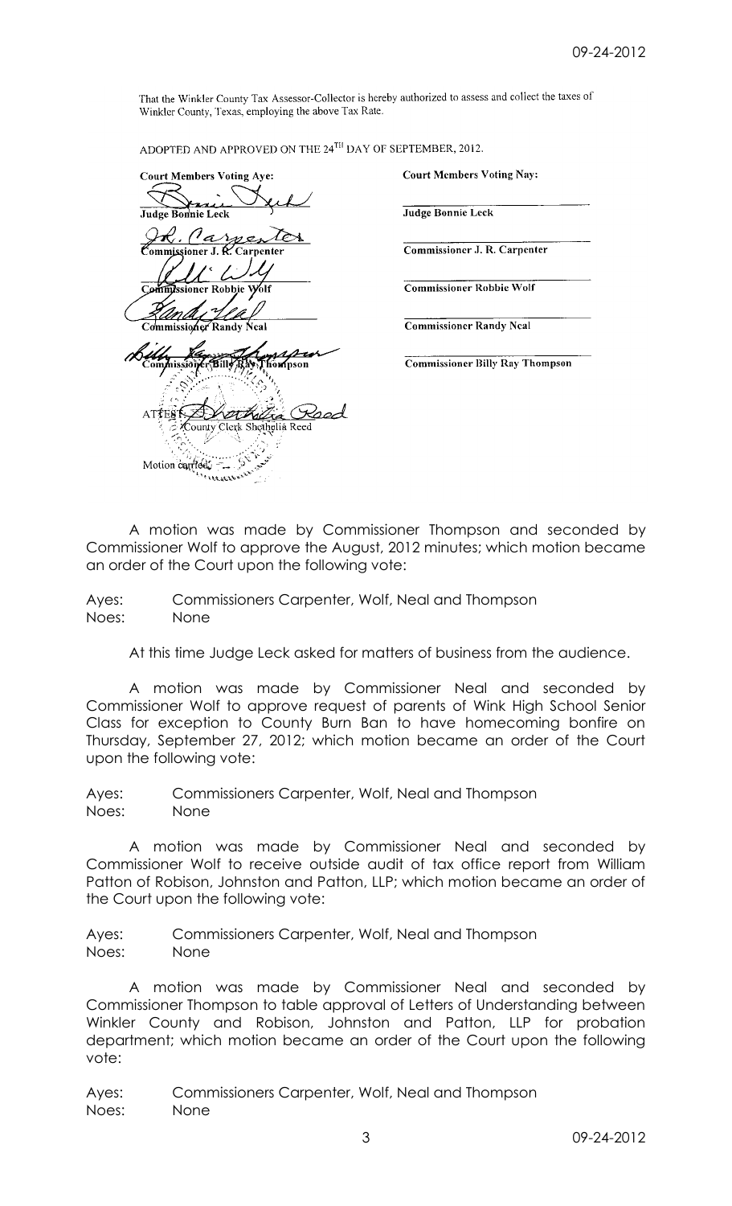That the Winkler County Tax Assessor-Collector is hereby authorized to assess and collect the taxes of Winkler County, Texas, employing the above Tax Rate.

ADOPTED AND APPROVED ON THE 24TH DAY OF SEPTEMBER, 2012.

| Court Members Voting Aye: | Court Members Voting Nay: |
|---|---|
| Judge Bonnie Leck | Judge Bonnie Leck |
| Commissioner J. R. Carpenter | Commissioner J. R. Carpenter |
| Commissioner Robbie Wolf | Commissioner Robbie Wolf |
| Commissioner Randy Neal | Commissioner Randy Neal |
| Commissioner Billy Ray Thompson | Commissioner Billy Ray Thompson |

ATTEST: County Clerk Shethelia Reed

Motion carried.

A motion was made by Commissioner Thompson and seconded by Commissioner Wolf to approve the August, 2012 minutes; which motion became an order of the Court upon the following vote:

Ayes: Commissioners Carpenter, Wolf, Neal and Thompson
Noes: None

At this time Judge Leck asked for matters of business from the audience.

A motion was made by Commissioner Neal and seconded by Commissioner Wolf to approve request of parents of Wink High School Senior Class for exception to County Burn Ban to have homecoming bonfire on Thursday, September 27, 2012; which motion became an order of the Court upon the following vote:

Ayes: Commissioners Carpenter, Wolf, Neal and Thompson
Noes: None

A motion was made by Commissioner Neal and seconded by Commissioner Wolf to receive outside audit of tax office report from William Patton of Robison, Johnston and Patton, LLP; which motion became an order of the Court upon the following vote:

Ayes: Commissioners Carpenter, Wolf, Neal and Thompson
Noes: None

A motion was made by Commissioner Neal and seconded by Commissioner Thompson to table approval of Letters of Understanding between Winkler County and Robison, Johnston and Patton, LLP for probation department; which motion became an order of the Court upon the following vote:

Ayes: Commissioners Carpenter, Wolf, Neal and Thompson
Noes: None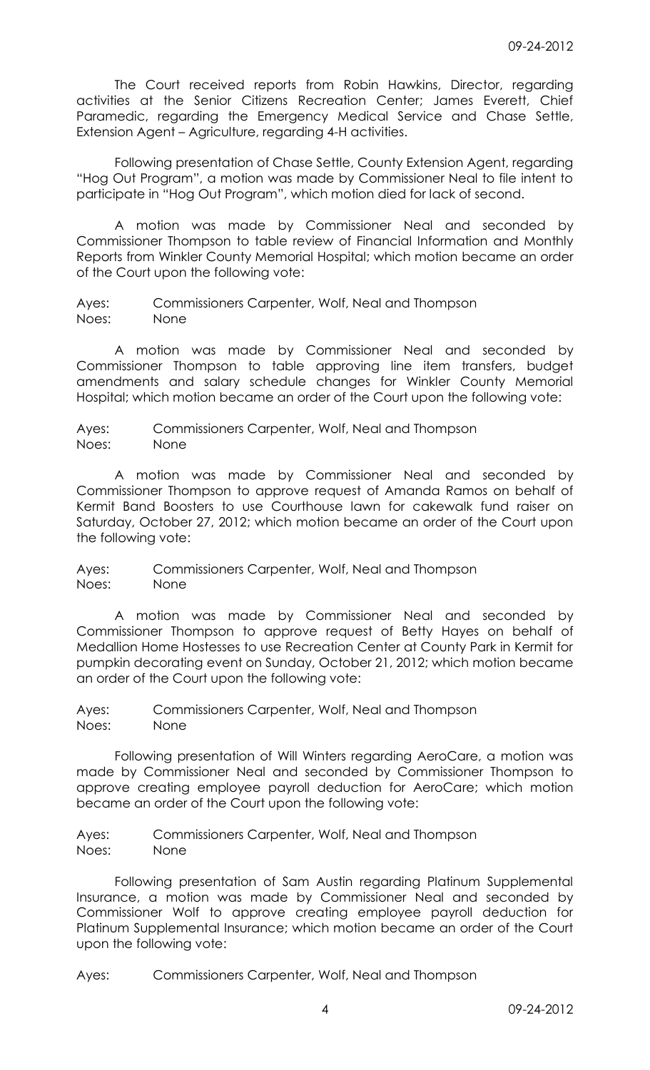The Court received reports from Robin Hawkins, Director, regarding activities at the Senior Citizens Recreation Center; James Everett, Chief Paramedic, regarding the Emergency Medical Service and Chase Settle, Extension Agent – Agriculture, regarding 4-H activities.

Following presentation of Chase Settle, County Extension Agent, regarding "Hog Out Program", a motion was made by Commissioner Neal to file intent to participate in "Hog Out Program", which motion died for lack of second.

A motion was made by Commissioner Neal and seconded by Commissioner Thompson to table review of Financial Information and Monthly Reports from Winkler County Memorial Hospital; which motion became an order of the Court upon the following vote:

Ayes: Commissioners Carpenter, Wolf, Neal and Thompson
Noes: None

A motion was made by Commissioner Neal and seconded by Commissioner Thompson to table approving line item transfers, budget amendments and salary schedule changes for Winkler County Memorial Hospital; which motion became an order of the Court upon the following vote:

Ayes: Commissioners Carpenter, Wolf, Neal and Thompson
Noes: None

A motion was made by Commissioner Neal and seconded by Commissioner Thompson to approve request of Amanda Ramos on behalf of Kermit Band Boosters to use Courthouse lawn for cakewalk fund raiser on Saturday, October 27, 2012; which motion became an order of the Court upon the following vote:

Ayes: Commissioners Carpenter, Wolf, Neal and Thompson
Noes: None

A motion was made by Commissioner Neal and seconded by Commissioner Thompson to approve request of Betty Hayes on behalf of Medallion Home Hostesses to use Recreation Center at County Park in Kermit for pumpkin decorating event on Sunday, October 21, 2012; which motion became an order of the Court upon the following vote:

Ayes: Commissioners Carpenter, Wolf, Neal and Thompson
Noes: None

Following presentation of Will Winters regarding AeroCare, a motion was made by Commissioner Neal and seconded by Commissioner Thompson to approve creating employee payroll deduction for AeroCare; which motion became an order of the Court upon the following vote:

Ayes: Commissioners Carpenter, Wolf, Neal and Thompson
Noes: None

Following presentation of Sam Austin regarding Platinum Supplemental Insurance, a motion was made by Commissioner Neal and seconded by Commissioner Wolf to approve creating employee payroll deduction for Platinum Supplemental Insurance; which motion became an order of the Court upon the following vote:

Ayes: Commissioners Carpenter, Wolf, Neal and Thompson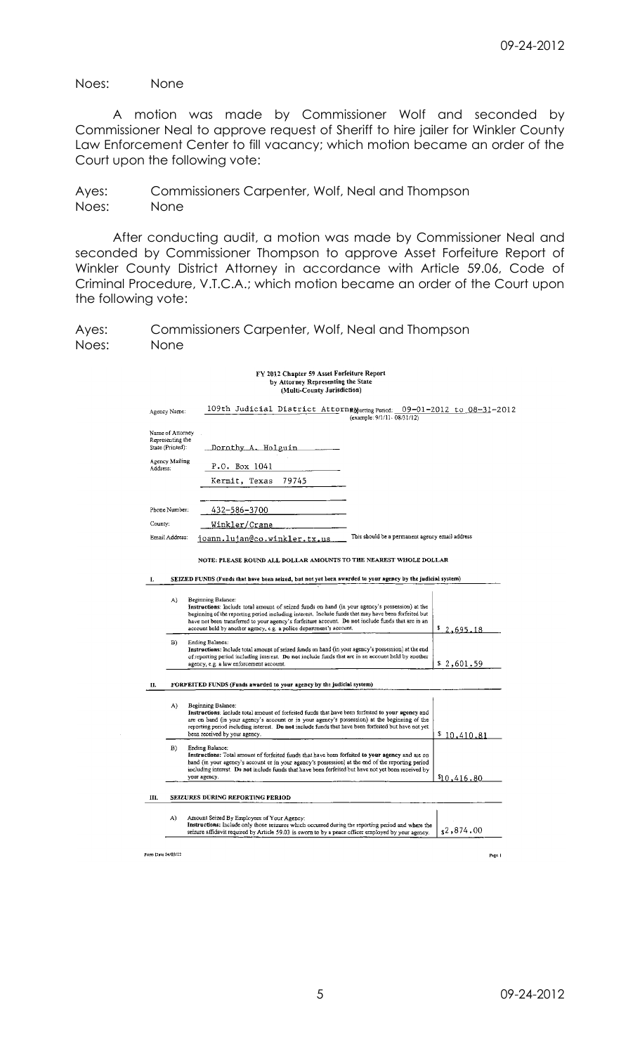Noes: None

A motion was made by Commissioner Wolf and seconded by Commissioner Neal to approve request of Sheriff to hire jailer for Winkler County Law Enforcement Center to fill vacancy; which motion became an order of the Court upon the following vote:

Ayes: Commissioners Carpenter, Wolf, Neal and Thompson
Noes: None

After conducting audit, a motion was made by Commissioner Neal and seconded by Commissioner Thompson to approve Asset Forfeiture Report of Winkler County District Attorney in accordance with Article 59.06, Code of Criminal Procedure, V.T.C.A.; which motion became an order of the Court upon the following vote:

Ayes: Commissioners Carpenter, Wolf, Neal and Thompson
Noes: None

**FY 2012 Chapter 59 Asset Forfeiture Report**
**by Attorney Representing the State**
**(Multi-County Jurisdiction)**

Agency Name: 109th Judicial District Attorney Reporting Period: 09-01-2012 to 08-31-2012 (example: 9/1/11 - 08/31/12)

Name of Attorney Representing the State (Printed): Dorothy A. Holguin

Agency Mailing Address: P.O. Box 1041
Kermit, Texas 79745

Phone Number: 432-586-3700

County: Winkler/Crane

Email Address: joann.lujan@co.winkler.tx.us This should be a permanent agency email address

**NOTE: PLEASE ROUND ALL DOLLAR AMOUNTS TO THE NEAREST WHOLE DOLLAR**

**I. SEIZED FUNDS (Funds that have been seized, but not yet been awarded to your agency by the judicial system)**

| | | |
|---|---|---|
| A) | Beginning Balance: **Instructions**: Include total amount of seized funds on hand (in your agency's possession) at the beginning of the reporting period including interest. Include funds that may have been forfeited but have not been transferred to your agency's forfeiture account. Do not include funds that are in an account held by another agency, e.g. a police department's account. | $ 2,695.18 |
| B) | Ending Balance: **Instructions**: Include total amount of seized funds on hand (in your agency's possession) at the end of reporting period including interest. **Do not** include funds that are in an account held by another agency, e.g. a law enforcement account. | $ 2,601.59 |

**II. FORFEITED FUNDS (Funds awarded to your agency by the judicial system)**

| | | |
|---|---|---|
| A) | Beginning Balance: **Instructions**: include total amount of forfeited funds that have been forfeited to **your agency** and are on hand (in your agency's account or in your agency's possession) at the beginning of the reporting period including interest. **Do not** include funds that have been forfeited but have not yet been received by your agency. | $ 10,410.81 |
| B) | Ending Balance: **Instructions**: Total amount of forfeited funds that have been forfeited **to your agency** and are on hand (in your agency's account or in your agency's possession) at the end of the reporting period including interest. **Do not** include funds that have been forfeited but have not yet been received by your agency. | $10,416.80 |

**III. SEIZURES DURING REPORTING PERIOD**

| | | |
|---|---|---|
| A) | Amount Seized By Employees of Your Agency: **Instructions**: Include only those seizures which occurred during the reporting period and where the seizure affidavit required by Article 59.03 is sworn to by a peace officer employed by your agency. | $2,874.00 |

Form Date 04/03/12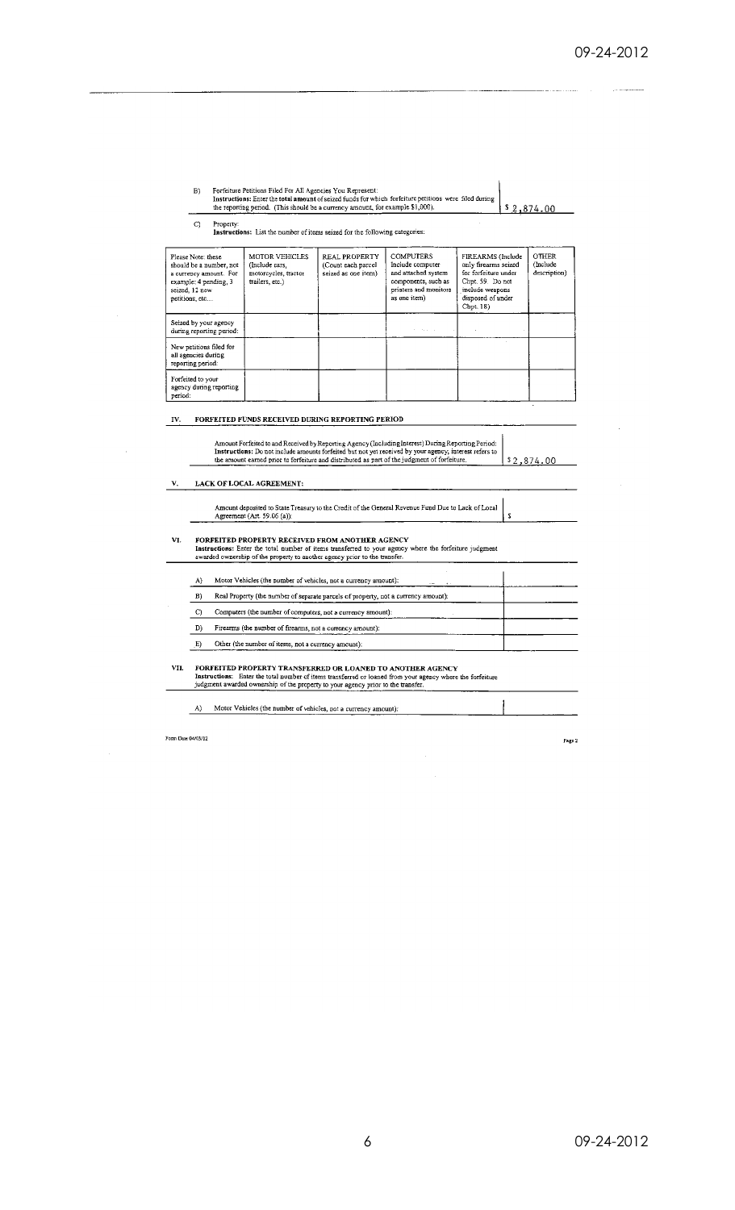B) Forfeiture Petitions Filed For All Agencies You Represent:
**Instructions:** Enter the **total amount** of seized funds for which forfeiture petitions were filed during the reporting period. (This should be a currency amount, for example $1,000). | $ 2,874.00

C) Property:
**Instructions:** List the number of items seized for the following categories:

| Please Note: these should be a number, not a currency amount. For example: 4 pending, 3 seized, 12 new petitions, etc.... | MOTOR VEHICLES (Include cars, motorcycles, tractor trailers, etc.) | REAL PROPERTY (Count each parcel seized as one item) | COMPUTERS Include computer and attached system components, such as printers and monitors as one item) | FIREARMS (Include only firearms seized for forfeiture under Chpt. 59. Do not include weapons disposed of under Chpt. 18) | OTHER (Include description) |
|---|---|---|---|---|---|
| Seized by your agency during reporting period: | | | | | |
| New petitions filed for all agencies during reporting period: | | | | | |
| Forfeited to your agency during reporting period: | | | | | |

## IV. FORFEITED FUNDS RECEIVED DURING REPORTING PERIOD

Amount Forfeited to and Received by Reporting Agency (Including Interest) During Reporting Period:
**Instructions:** Do not include amounts forfeited but not yet received by your agency; interest refers to the amount earned prior to forfeiture and distributed as part of the judgment of forfeiture. | $2,874.00

## V. LACK OF LOCAL AGREEMENT:

Amount deposited to State Treasury to the Credit of the General Revenue Fund Due to Lack of Local Agreement (Art. 59.06 (a)): | $

## VI. FORFEITED PROPERTY RECEIVED FROM ANOTHER AGENCY

**Instructions:** Enter the total number of items transferred to your agency where the forfeiture judgment awarded ownership of the property to another agency prior to the transfer.

| | | |
|---|---|---|
| A) | Motor Vehicles (the number of vehicles, not a currency amount): | |
| B) | Real Property (the number of separate parcels of property, not a currency amount): | |
| C) | Computers (the number of computers, not a currency amount): | |
| D) | Firearms (the number of firearms, not a currency amount): | |
| E) | Other (the number of items, not a currency amount): | |

## VII. FORFEITED PROPERTY TRANSFERRED OR LOANED TO ANOTHER AGENCY

**Instructions:** Enter the total number of items transferred or loaned from your agency where the forfeiture judgment awarded ownership of the property to your agency prior to the transfer.

| | | |
|---|---|---|
| A) | Motor Vehicles (the number of vehicles, not a currency amount): | |

Form Date 04/03/12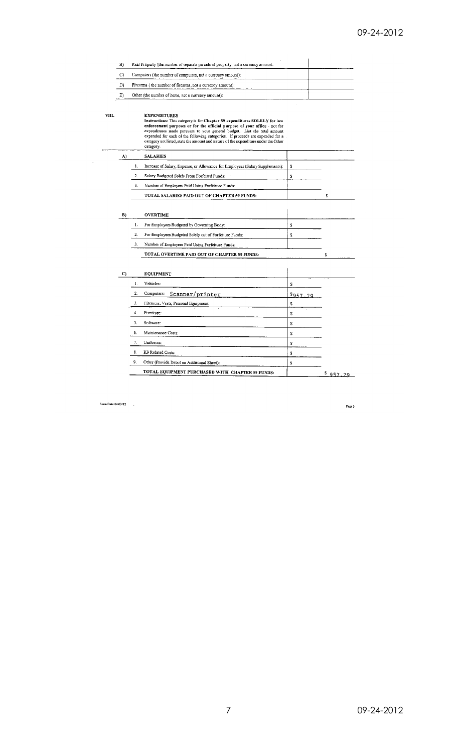| | | |
|---|---|---|
| B) | Real Property (the number of separate parcels of property, not a currency amount: | |
| C) | Computers (the number of computers, not a currency amount): | |
| D) | Firearms ( the number of firearms, not a currency amount): | |
| E) | Other (the number of items, not a currency amount): | |

**VIII. EXPENDITURES**

**Instructions:** This category is for **Chapter 59 expenditures SOLELY for law enforcement purposes or for the official purpose of your office** - not for expenditures made pursuant to your general budget. List the total amount expended for each of the following categories. If proceeds are expended for a category not listed, state the amount and nature of the expenditure under the Other category.

| | | | | |
|---|---|---|---|---|
| **A)** | | **SALARIES** | | |
| | 1. | Increase of Salary, Expense, or Allowance for Employees (Salary Supplements): | $ | |
| | 2. | Salary Budgeted Solely From Forfeited Funds: | $ | |
| | 3. | Number of Employees Paid Using Forfeiture Funds: | | |
| | | **TOTAL SALARIES PAID OUT OF CHAPTER 59 FUNDS:** | | $ |

| | | | | |
|---|---|---|---|---|
| **B)** | | **OVERTIME** | | |
| | 1. | For Employees Budgeted by Governing Body: | $ | |
| | 2. | For Employees Budgeted Solely out of Forfeiture Funds: | $ | |
| | 3. | Number of Employees Paid Using Forfeiture Funds: | | |
| | | **TOTAL OVERTIME PAID OUT OF CHAPTER 59 FUNDS:** | | $ |

| | | | | |
|---|---|---|---|---|
| **C)** | | **EQUIPMENT** | | |
| | 1. | Vehicles: | $ | |
| | 2. | Computers: Scanner/printer | $957.29 | |
| | 3. | Firearms, Vests, Personal Equipment: | $ | |
| | 4. | Furniture: | $ | |
| | 5. | Software: | $ | |
| | 6. | Maintenance Costs: | $ | |
| | 7. | Uniforms: | $ | |
| | 8. | K9 Related Costs: | $ | |
| | 9. | Other (Provide Detail on Additional Sheet): | $ | |
| | | **TOTAL EQUIPMENT PURCHASED WITH CHAPTER 59 FUNDS:** | | $ 957.29 |

Form Date 04/03/12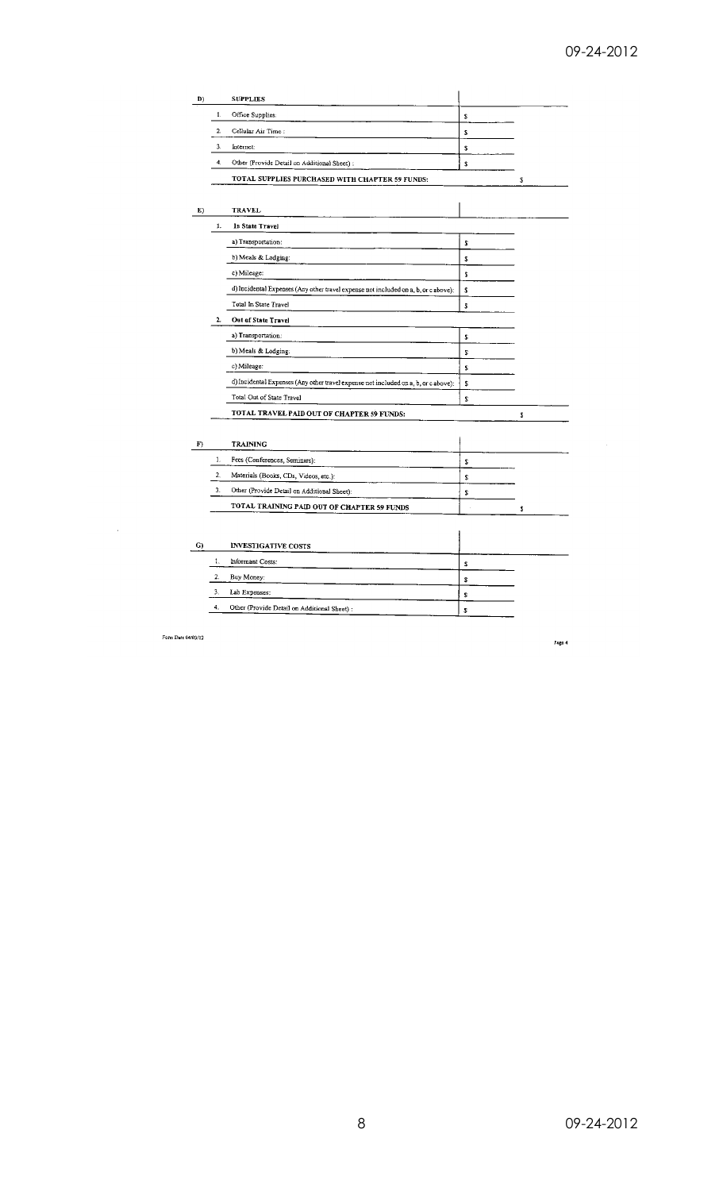**D) SUPPLIES**

| | | | |
|---|---|---|---|
| 1. | Office Supplies: | $ | |
| 2. | Cellular Air Time : | $ | |
| 3. | Internet: | $ | |
| 4. | Other (Provide Detail on Additional Sheet) : | $ | |
| | **TOTAL SUPPLIES PURCHASED WITH CHAPTER 59 FUNDS:** | | $ |

**E) TRAVEL**

| | | | |
|---|---|---|---|
| 1. | **In State Travel** | | |
| | a) Transportation: | $ | |
| | b) Meals & Lodging: | $ | |
| | c) Mileage: | $ | |
| | d) Incidental Expenses (Any other travel expense not included on a, b, or c above): | $ | |
| | Total In State Travel | $ | |
| 2. | **Out of State Travel** | | |
| | a) Transportation: | $ | |
| | b) Meals & Lodging: | $ | |
| | c) Mileage: | $ | |
| | d) Incidental Expenses (Any other travel expense not included on a, b, or c above): | $ | |
| | Total Out of State Travel | $ | |
| | **TOTAL TRAVEL PAID OUT OF CHAPTER 59 FUNDS:** | | $ |

**F) TRAINING**

| | | | |
|---|---|---|---|
| 1. | Fees (Conferences, Seminars): | $ | |
| 2. | Materials (Books, CDs, Videos, etc.): | $ | |
| 3. | Other (Provide Detail on Additional Sheet): | $ | |
| | **TOTAL TRAINING PAID OUT OF CHAPTER 59 FUNDS** | | $ |

**G) INVESTIGATIVE COSTS**

| | | | |
|---|---|---|---|
| 1. | Informant Costs: | $ | |
| 2. | Buy Money: | $ | |
| 3. | Lab Expenses: | $ | |
| 4. | Other (Provide Detail on Additional Sheet) : | $ | |

Form Date 04/03/12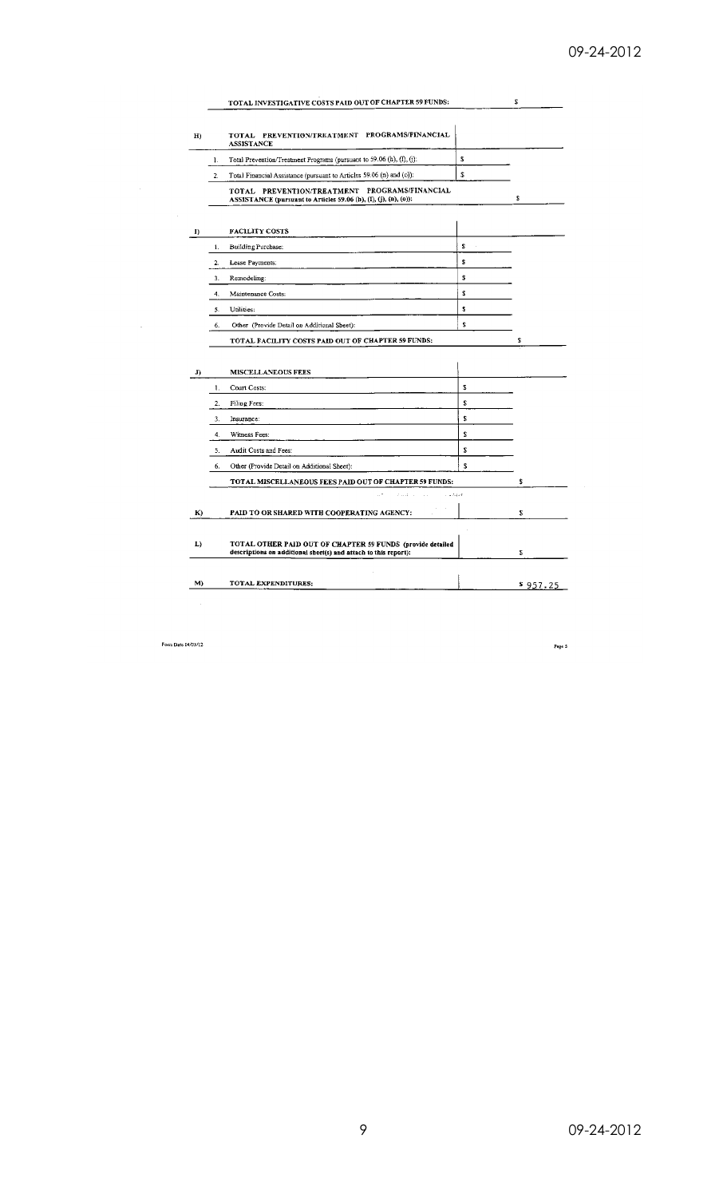| | | | |
|---|---|---|---|
| | **TOTAL INVESTIGATIVE COSTS PAID OUT OF CHAPTER 59 FUNDS:** | | $ |
| **H)** | **TOTAL PREVENTION/TREATMENT PROGRAMS/FINANCIAL ASSISTANCE** | | |
| 1. | Total Prevention/Treatment Programs (pursuant to 59.06 (h), (I), (j)): | $ | |
| 2. | Total Financial Assistance (pursuant to Articles 59.06 (n) and (o)): | $ | |
| | **TOTAL PREVENTION/TREATMENT PROGRAMS/FINANCIAL ASSISTANCE (pursuant to Articles 59.06 (h), (I), (j), (n), (o)):** | | $ |
| **I)** | **FACILITY COSTS** | | |
| 1. | Building Purchase: | $ | |
| 2. | Lease Payments: | $ | |
| 3. | Remodeling: | $ | |
| 4. | Maintenance Costs: | $ | |
| 5. | Utilities: | $ | |
| 6. | Other (Provide Detail on Additional Sheet): | $ | |
| | **TOTAL FACILITY COSTS PAID OUT OF CHAPTER 59 FUNDS:** | | $ |
| **J)** | **MISCELLANEOUS FEES** | | |
| 1. | Court Costs: | $ | |
| 2. | Filing Fees: | $ | |
| 3. | Insurance: | $ | |
| 4. | Witness Fees: | $ | |
| 5. | Audit Costs and Fees: | $ | |
| 6. | Other (Provide Detail on Additional Sheet): | $ | |
| | **TOTAL MISCELLANEOUS FEES PAID OUT OF CHAPTER 59 FUNDS:** | | $ |
| **K)** | **PAID TO OR SHARED WITH COOPERATING AGENCY:** | | $ |
| **L)** | **TOTAL OTHER PAID OUT OF CHAPTER 59 FUNDS (provide detailed descriptions on additional sheet(s) and attach to this report):** | | $ |
| **M)** | **TOTAL EXPENDITURES:** | | $ 957.25 |

Form Date 04/03/12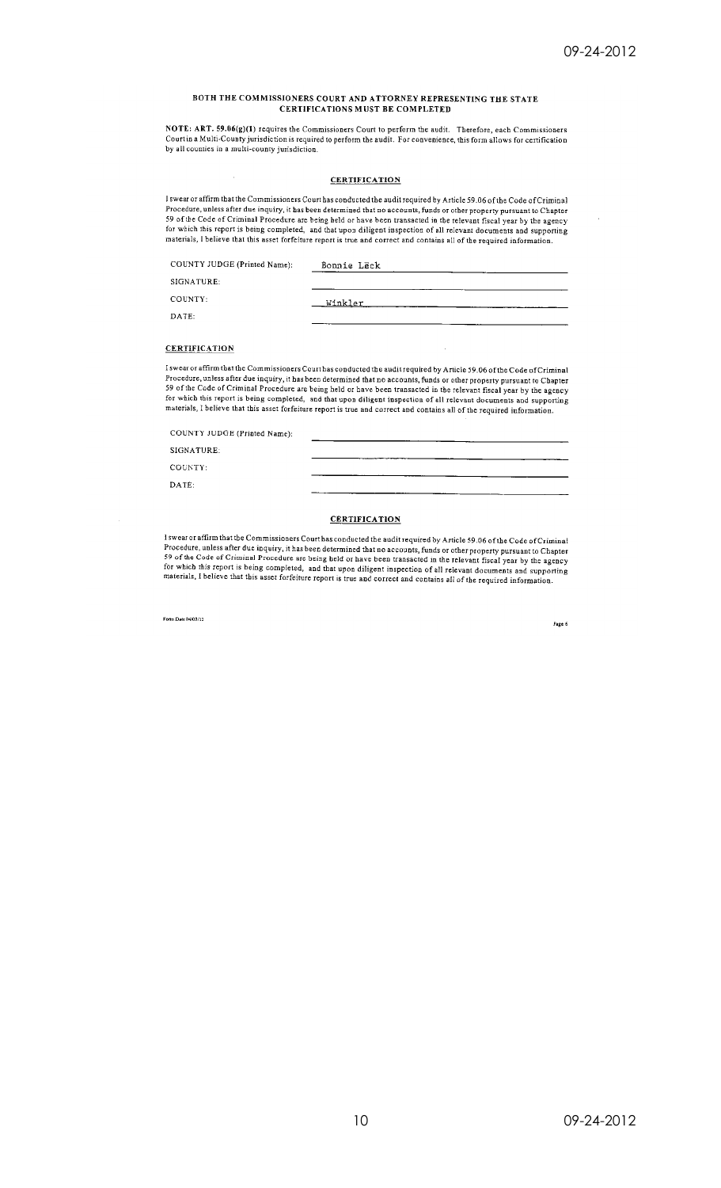**BOTH THE COMMISSIONERS COURT AND ATTORNEY REPRESENTING THE STATE CERTIFICATIONS MUST BE COMPLETED**

**NOTE: ART. 59.06(g)(1)** requires the Commissioners Court to perform the audit. Therefore, each Commissioners Court in a Multi-County jurisdiction is required to perform the audit. For convenience, this form allows for certification by all counties in a multi-county jurisdiction.

## CERTIFICATION

I swear or affirm that the Commissioners Court has conducted the audit required by Article 59.06 of the Code of Criminal Procedure, unless after due inquiry, it has been determined that no accounts, funds or other property pursuant to Chapter 59 of the Code of Criminal Procedure are being held or have been transacted in the relevant fiscal year by the agency for which this report is being completed, and that upon diligent inspection of all relevant documents and supporting materials, I believe that this asset forfeiture report is true and correct and contains all of the required information.

COUNTY JUDGE (Printed Name): Bonnie Leck

SIGNATURE: 

COUNTY: Winkler

DATE: 

## CERTIFICATION

I swear or affirm that the Commissioners Court has conducted the audit required by Article 59.06 of the Code of Criminal Procedure, unless after due inquiry, it has been determined that no accounts, funds or other property pursuant to Chapter 59 of the Code of Criminal Procedure are being held or have been transacted in the relevant fiscal year by the agency for which this report is being completed, and that upon diligent inspection of all relevant documents and supporting materials, I believe that this asset forfeiture report is true and correct and contains all of the required information.

COUNTY JUDGE (Printed Name): 

SIGNATURE: 

COUNTY: 

DATE: 

## CERTIFICATION

I swear or affirm that the Commissioners Court has conducted the audit required by Article 59.06 of the Code of Criminal Procedure, unless after due inquiry, it has been determined that no accounts, funds or other property pursuant to Chapter 59 of the Code of Criminal Procedure are being held or have been transacted in the relevant fiscal year by the agency for which this report is being completed, and that upon diligent inspection of all relevant documents and supporting materials, I believe that this asset forfeiture report is true and correct and contains all of the required information.

Form Date 04/03/12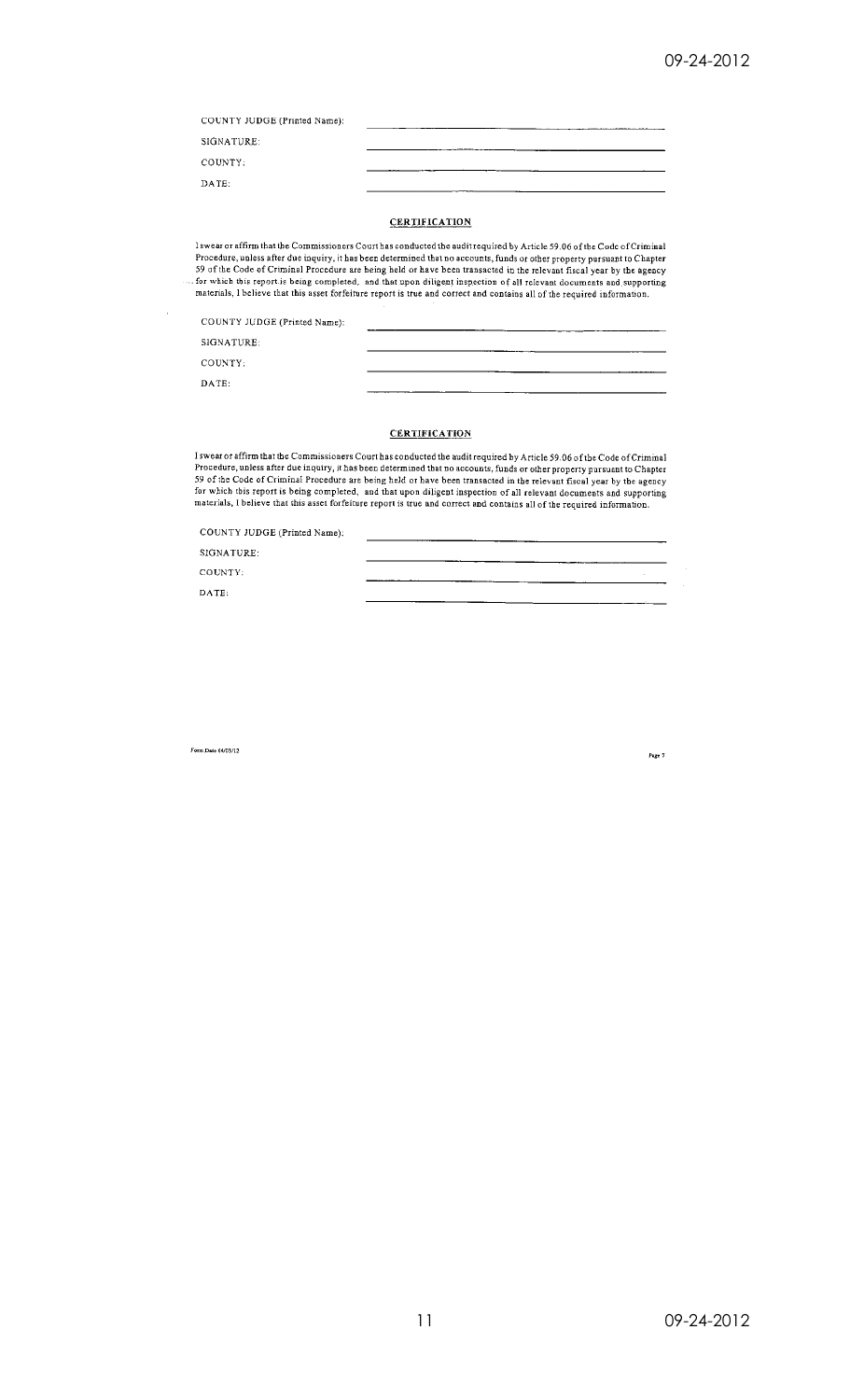COUNTY JUDGE (Printed Name): ______________________

SIGNATURE: ______________________

COUNTY: ______________________

DATE: ______________________

**CERTIFICATION**

I swear or affirm that the Commissioners Court has conducted the audit required by Article 59.06 of the Code of Criminal Procedure, unless after due inquiry, it has been determined that no accounts, funds or other property pursuant to Chapter 59 of the Code of Criminal Procedure are being held or have been transacted in the relevant fiscal year by the agency for which this report is being completed, and that upon diligent inspection of all relevant documents and supporting materials, I believe that this asset forfeiture report is true and correct and contains all of the required information.

COUNTY JUDGE (Printed Name): ______________________

SIGNATURE: ______________________

COUNTY: ______________________

DATE: ______________________

**CERTIFICATION**

I swear or affirm that the Commissioners Court has conducted the audit required by Article 59.06 of the Code of Criminal Procedure, unless after due inquiry, it has been determined that no accounts, funds or other property pursuant to Chapter 59 of the Code of Criminal Procedure are being held or have been transacted in the relevant fiscal year by the agency for which this report is being completed, and that upon diligent inspection of all relevant documents and supporting materials, I believe that this asset forfeiture report is true and correct and contains all of the required information.

COUNTY JUDGE (Printed Name): ______________________

SIGNATURE: ______________________

COUNTY: ______________________

DATE: ______________________

Form Date 04/03/12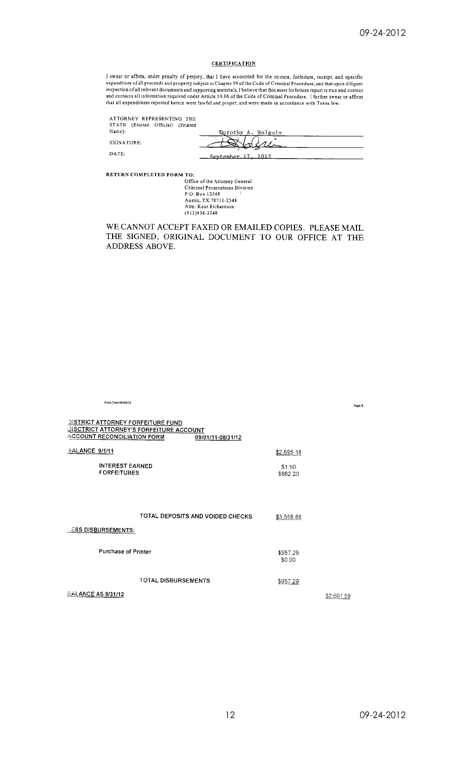## CERTIFICATION

I swear or affirm, under penalty of perjury, that I have accounted for the seizure, forfeiture, receipt, and specific expenditure of all proceeds and property subject to Chapter 59 of the Code of Criminal Procedure, and that upon diligent inspection of all relevant documents and supporting materials, I believe that this asset forfeiture report is true and correct and contains all information required under Article 59.06 of the Code of Criminal Procedure. I further swear or affirm that all expenditures reported herein were lawful and proper, and were made in accordance with Texas law.

| | |
|---|---|
| ATTORNEY REPRESENTING THE STATE (Elected Official) (Printed Name): | Dorothy A. Holguin |
| SIGNATURE: | [signature] |
| DATE: | September 17, 2012 |

**RETURN COMPLETED FORM TO:**

Office of the Attorney General
Criminal Prosecutions Division
P.O. Box 12548
Austin, TX 78711-2548
Attn: Kent Richardson
(512)936-1348

WE CANNOT ACCEPT FAXED OR EMAILED COPIES. PLEASE MAIL THE SIGNED, ORIGINAL DOCUMENT TO OUR OFFICE AT THE ADDRESS ABOVE.

Form Date 04/03/12

**DISTRICT ATTORNEY FORFEITURE FUND**
**DISCTRICT ATTORNEY'S FORFEITURE ACCOUNT**
**ACCOUNT RECONCILIATION FORM** 09/01/11-08/31/12

| | | |
|---|---|---|
| **BALANCE 9/1/11** | $2,695.18 | |
| INTEREST EARNED | $1.50 | |
| FORFEITURES | $862.20 | |
| TOTAL DEPOSITS AND VOIDED CHECKS | $3,558.88 | |
| **LESS DISBURSEMENTS:** | | |
| Purchase of Printer | $957.29 | |
| | $0.00 | |
| TOTAL DISBURSEMENTS | $957.29 | |
| **BALANCE AS 8/31/12** | | $2,601.59 |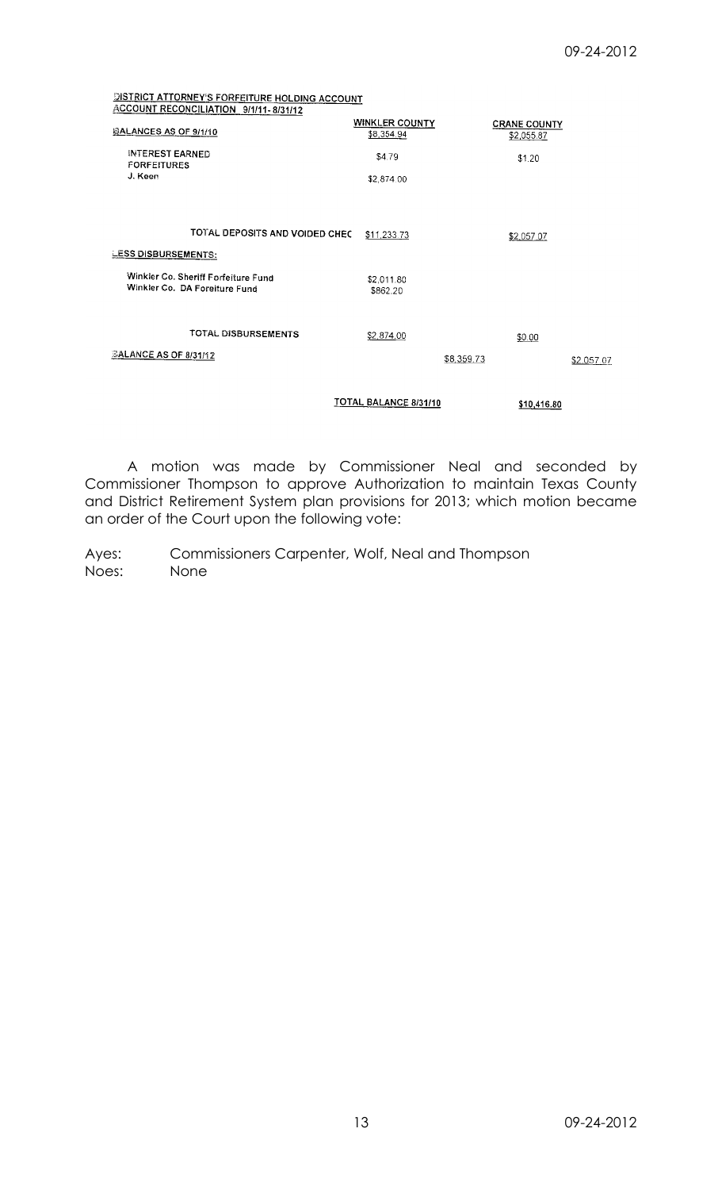DISTRICT ATTORNEY'S FORFEITURE HOLDING ACCOUNT
ACCOUNT RECONCILIATION 9/1/11- 8/31/12

| | WINKLER COUNTY | | CRANE COUNTY | |
|---|---|---|---|---|
| BALANCES AS OF 9/1/10 | $8,354.94 | | $2,055.87 | |
| INTEREST EARNED | $4.79 | | $1.20 | |
| FORFEITURES | | | | |
| J. Keen | $2,874.00 | | | |
| TOTAL DEPOSITS AND VOIDED CHEC | $11,233.73 | | $2,057.07 | |
| LESS DISBURSEMENTS: | | | | |
| Winkler Co. Sheriff Forfeiture Fund | $2,011.80 | | | |
| Winkler Co. DA Foreiture Fund | $862.20 | | | |
| TOTAL DISBURSEMENTS | $2,874.00 | | $0.00 | |
| BALANCE AS OF 8/31/12 | | $8,359.73 | | $2,057.07 |
| | TOTAL BALANCE 8/31/10 | | $10,416.80 | |

A motion was made by Commissioner Neal and seconded by Commissioner Thompson to approve Authorization to maintain Texas County and District Retirement System plan provisions for 2013; which motion became an order of the Court upon the following vote:

Ayes: Commissioners Carpenter, Wolf, Neal and Thompson
Noes: None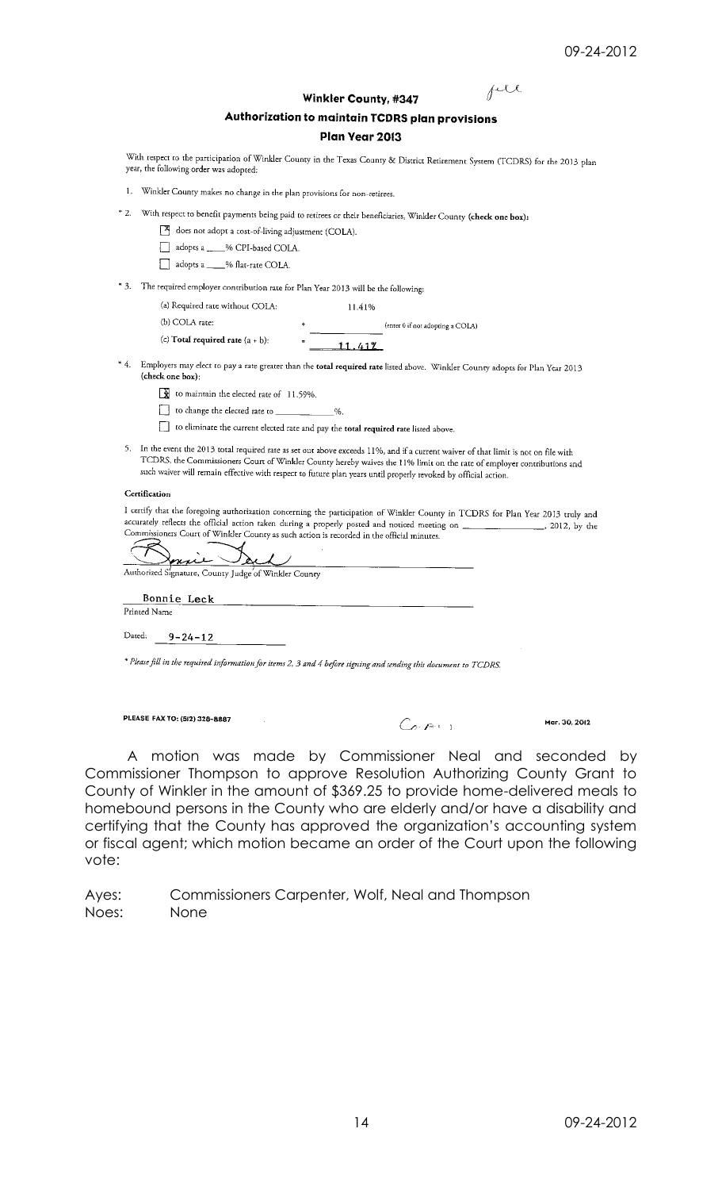fe

**Winkler County, #347**

**Authorization to maintain TCDRS plan provisions**

**Plan Year 2013**

With respect to the participation of Winkler County in the Texas County & District Retirement System (TCDRS) for the 2013 plan year, the following order was adopted:

1. Winkler County makes no change in the plan provisions for non-retirees.

\* 2. With respect to benefit payments being paid to retirees or their beneficiaries, Winkler County **(check one box)**:

   - [x] does not adopt a cost-of-living adjustment (COLA).
   - [ ] adopts a ____% CPI-based COLA.
   - [ ] adopts a ____% flat-rate COLA.

\* 3. The required employer contribution rate for Plan Year 2013 will be the following:

   (a) Required rate without COLA: 11.41%

   (b) COLA rate: + ________ (enter 0 if not adopting a COLA)

   (c) **Total required rate** (a + b): = 11.41%

\* 4. Employers may elect to pay a rate greater than the **total required rate** listed above. Winkler County adopts for Plan Year 2013 **(check one box)**:

   - [x] to maintain the elected rate of 11.59%.
   - [ ] to change the elected rate to ________%.
   - [ ] to eliminate the current elected rate and pay the **total required rate** listed above.

5. In the event the 2013 total required rate as set out above exceeds 11%, and if a current waiver of that limit is not on file with TCDRS, the Commissioners Court of Winkler County hereby waives the 11% limit on the rate of employer contributions and such waiver will remain effective with respect to future plan years until properly revoked by official action.

**Certification**

I certify that the foregoing authorization concerning the participation of Winkler County in TCDRS for Plan Year 2013 truly and accurately reflects the official action taken during a properly posted and noticed meeting on ______________, 2012, by the Commissioners Court of Winkler County as such action is recorded in the official minutes.

Bonnie Leck (signature)

Authorized Signature, County Judge of Winkler County

Bonnie Leck

Printed Name

Dated: 9-24-12

*\* Please fill in the required information for items 2, 3 and 4 before signing and sending this document to TCDRS.*

PLEASE FAX TO: (512) 328-8887

Mar. 30, 2012

A motion was made by Commissioner Neal and seconded by Commissioner Thompson to approve Resolution Authorizing County Grant to County of Winkler in the amount of $369.25 to provide home-delivered meals to homebound persons in the County who are elderly and/or have a disability and certifying that the County has approved the organization's accounting system or fiscal agent; which motion became an order of the Court upon the following vote:

Ayes: Commissioners Carpenter, Wolf, Neal and Thompson

Noes: None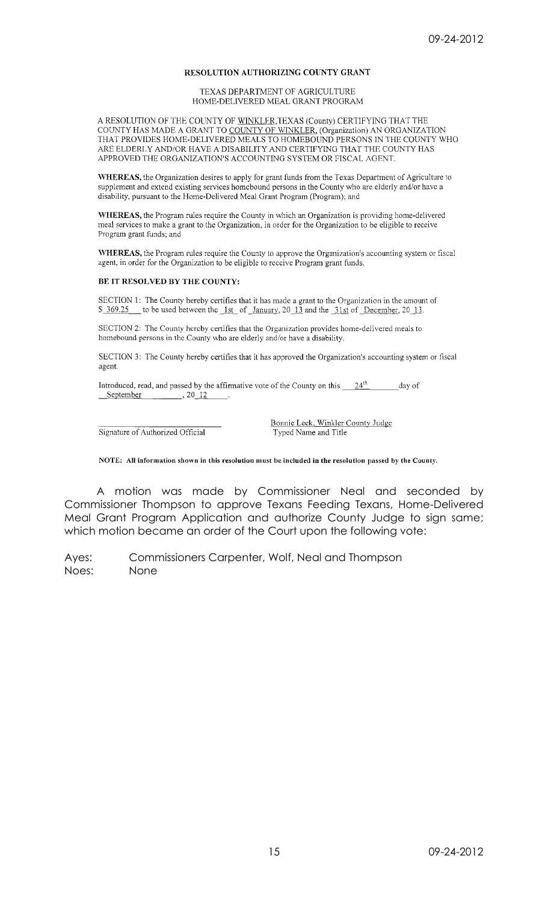## RESOLUTION AUTHORIZING COUNTY GRANT

TEXAS DEPARTMENT OF AGRICULTURE
HOME-DELIVERED MEAL GRANT PROGRAM

A RESOLUTION OF THE COUNTY OF WINKLER,TEXAS (County) CERTIFYING THAT THE COUNTY HAS MADE A GRANT TO COUNTY OF WINKLER, (Organization) AN ORGANIZATION THAT PROVIDES HOME-DELIVERED MEALS TO HOMEBOUND PERSONS IN THE COUNTY WHO ARE ELDERLY AND/OR HAVE A DISABILITY AND CERTIFYING THAT THE COUNTY HAS APPROVED THE ORGANIZATION'S ACCOUNTING SYSTEM OR FISCAL AGENT.

**WHEREAS,** the Organization desires to apply for grant funds from the Texas Department of Agriculture to supplement and extend existing services homebound persons in the County who are elderly and/or have a disability, pursuant to the Home-Delivered Meal Grant Program (Program); and

**WHEREAS,** the Program rules require the County in which an Organization is providing home-delivered meal services to make a grant to the Organization, in order for the Organization to be eligible to receive Program grant funds; and

**WHEREAS,** the Program rules require the County to approve the Organization's accounting system or fiscal agent, in order for the Organization to be eligible to receive Program grant funds.

**BE IT RESOLVED BY THE COUNTY:**

SECTION 1: The County hereby certifies that it has made a grant to the Organization in the amount of $ 369.25 to be used between the 1st of January, 20 13 and the 31st of December, 20 13.

SECTION 2: The County hereby certifies that the Organization provides home-delivered meals to homebound persons in the County who are elderly and/or have a disability.

SECTION 3: The County hereby certifies that it has approved the Organization's accounting system or fiscal agent.

Introduced, read, and passed by the affirmative vote of the County on this 24th day of September, 20 12.

\_\_\_\_\_\_\_\_\_\_\_\_\_\_\_\_\_\_\_\_\_\_\_\_\_\_\_\_
Signature of Authorized Official

Bonnie Leck, Winkler County Judge
Typed Name and Title

**NOTE: All information shown in this resolution must be included in the resolution passed by the County.**

A motion was made by Commissioner Neal and seconded by Commissioner Thompson to approve Texans Feeding Texans, Home-Delivered Meal Grant Program Application and authorize County Judge to sign same; which motion became an order of the Court upon the following vote:

Ayes: Commissioners Carpenter, Wolf, Neal and Thompson
Noes: None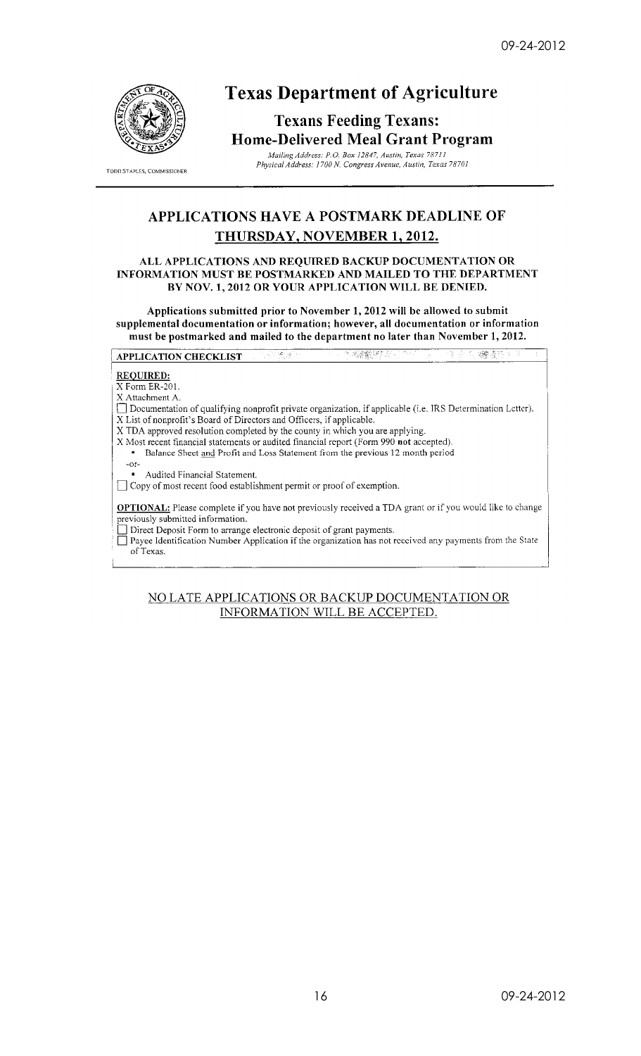# Texas Department of Agriculture

## Texans Feeding Texans: Home-Delivered Meal Grant Program

*Mailing Address: P.O. Box 12847, Austin, Texas 78711*
*Physical Address: 1700 N. Congress Avenue, Austin, Texas 78701*

TODD STAPLES, COMMISSIONER

## APPLICATIONS HAVE A POSTMARK DEADLINE OF THURSDAY, NOVEMBER 1, 2012.

**ALL APPLICATIONS AND REQUIRED BACKUP DOCUMENTATION OR INFORMATION MUST BE POSTMARKED AND MAILED TO THE DEPARTMENT BY NOV. 1, 2012 OR YOUR APPLICATION WILL BE DENIED.**

**Applications submitted prior to November 1, 2012 will be allowed to submit supplemental documentation or information; however, all documentation or information must be postmarked and mailed to the department no later than November 1, 2012.**

**APPLICATION CHECKLIST**

**REQUIRED:**

X Form ER-201.
X Attachment A.
☐ Documentation of qualifying nonprofit private organization, if applicable (i.e. IRS Determination Letter).
X List of nonprofit's Board of Directors and Officers, if applicable.
X TDA approved resolution completed by the county in which you are applying.
X Most recent financial statements or audited financial report (Form 990 **not** accepted).

- Balance Sheet <u>and</u> Profit and Loss Statement from the previous 12 month period

-or-

- Audited Financial Statement.

☐ Copy of most recent food establishment permit or proof of exemption.

**OPTIONAL:** Please complete if you have not previously received a TDA grant or if you would like to change previously submitted information.

☐ Direct Deposit Form to arrange electronic deposit of grant payments.
☐ Payee Identification Number Application if the organization has not received any payments from the State of Texas.

<u>NO LATE APPLICATIONS OR BACKUP DOCUMENTATION OR INFORMATION WILL BE ACCEPTED.</u>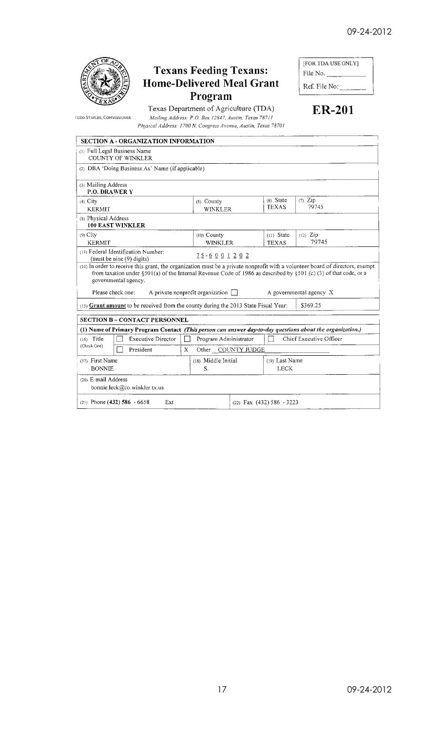# Texans Feeding Texans: Home-Delivered Meal Grant Program

Texas Department of Agriculture (TDA)
*Mailing Address: P.O. Box 12847, Austin, Texas 78711*
*Physical Address: 1700 N. Congress Avenue, Austin, Texas 78701*

TODD STAPLES, COMMISSIONER

[FOR TDA USE ONLY]
File No. ______
Ref. File No: ______

**ER-201**

## SECTION A - ORGANIZATION INFORMATION

(1) Full Legal Business Name
COUNTY OF WINKLER

(2) DBA 'Doing Business As' Name (if applicable)

(3) Mailing Address
**P.O. DRAWER Y**

| (4) City | (5) County | (6) State | (7) Zip |
|---|---|---|---|
| KERMIT | WINKLER | TEXAS | 79745 |

(8) Physical Address
**100 EAST WINKLER**

| (9) City | (10) County | (11) State | (12) Zip |
|---|---|---|---|
| KERMIT | WINKLER | TEXAS | 79745 |

(13) Federal Identification Number: (must be nine (9) digits) 75-6001202

(14) In order to receive this grant, the organization must be a private nonprofit with a volunteer board of directors, exempt from taxation under §501(a) of the Internal Revenue Code of 1986 as described by §501 (c) (3) of that code, or a governmental agency.

Please check one: A private nonprofit organization ☐ A governmental agency X

(15) **Grant amount** to be received from the county during the 2013 State Fiscal Year: $369.25

## SECTION B – CONTACT PERSONNEL

**(1) Name of Primary Program Contact** ***(This person can answer day-to-day questions about the organization.)***

(16) Title (Check One): ☐ Executive Director ☐ Program Administrator ☐ Chief Executive Officer ☐ President X Other COUNTY JUDGE

| (17) First Name | (18) Middle Initial | (19) Last Name |
|---|---|---|
| BONNIE | S. | LECK |

(20) E-mail Address
bonnie.leck@co.winkler.tx.us

(21) Phone (432) 586 - 6658 Ext (22) Fax (432) 586 - 3223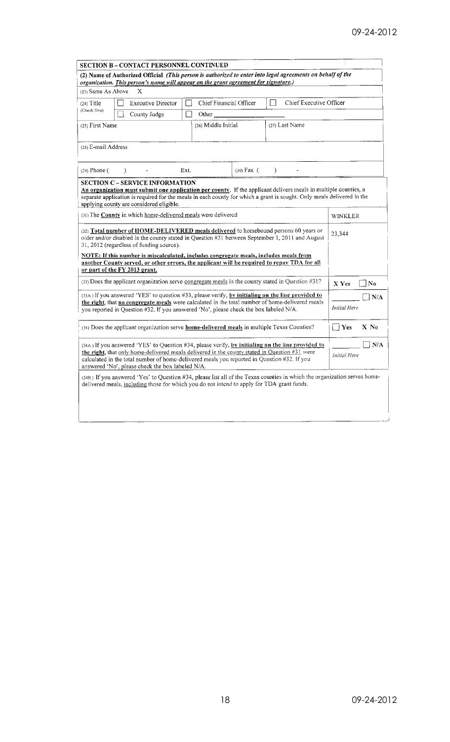## SECTION B – CONTACT PERSONNEL CONTINUED

**(2) Name of Authorized Official** ***(This person is authorized to enter into legal agreements on behalf of the organization. This person's name will appear on the grant agreement for signature.)***

(23) Same As Above X

| (24) Title (Check One) | ☐ Executive Director | ☐ Chief Financial Officer | ☐ Chief Executive Officer |
|---|---|---|---|
| | ☐ County Judge | ☐ Other ________ | |

| (25) First Name | (26) Middle Initial | (27) Last Name |
|---|---|---|
| | | |

(28) E-mail Address

(29) Phone ( ) - Ext. (30) Fax ( ) -

## SECTION C – SERVICE INFORMATION

**An organization must submit one application per county.** If the applicant delivers meals in multiple counties, a separate application is required for the meals in each county for which a grant is sought. Only meals delivered in the applying county are considered eligible.

| | |
|---|---|
| (31) The **County** in which home-delivered meals were delivered | WINKLER |
| (32) **Total number of HOME-DELIVERED meals delivered** to homebound persons 60 years or older and/or disabled in the county stated in Question #31 between September 1, 2011 and August 31, 2012 (regardless of funding source).<br><br>**NOTE: If this number is miscalculated, includes congregate meals, includes meals from another County served, or other errors, the applicant will be required to repay TDA for all or part of the FY 2013 grant.** | 23,344 |
| (33) Does the applicant organization serve congregate meals in the county stated in Question #31? | X Yes ☐ No |
| (33A) If you answered 'YES' to question #33, please verify, **by initialing on the line provided to the right**, that **no congregate meals** were calculated in the total number of home-delivered meals you reported in Question #32. If you answered 'No', please check the box labeled N/A. | ______ ☐ N/A<br>*Initial Here* |
| (34) Does the applicant organization serve **home-delivered meals** in multiple Texas Counties? | ☐ Yes X No |
| (34A) If you answered 'YES' to Question #34, please verify, **by initialing on the line provided to the right**, that only home-delivered meals delivered in the county stated in Question #31 were calculated in the total number of home-delivered meals you reported in Question #32. If your answered 'No', please check the box labeled N/A. | ______ ☐ N/A<br>*Initial Here* |

(34B) If you answered 'Yes' to Question #34, please list all of the Texas counties in which the organization serves home-delivered meals, including those for which you do not intend to apply for TDA grant funds.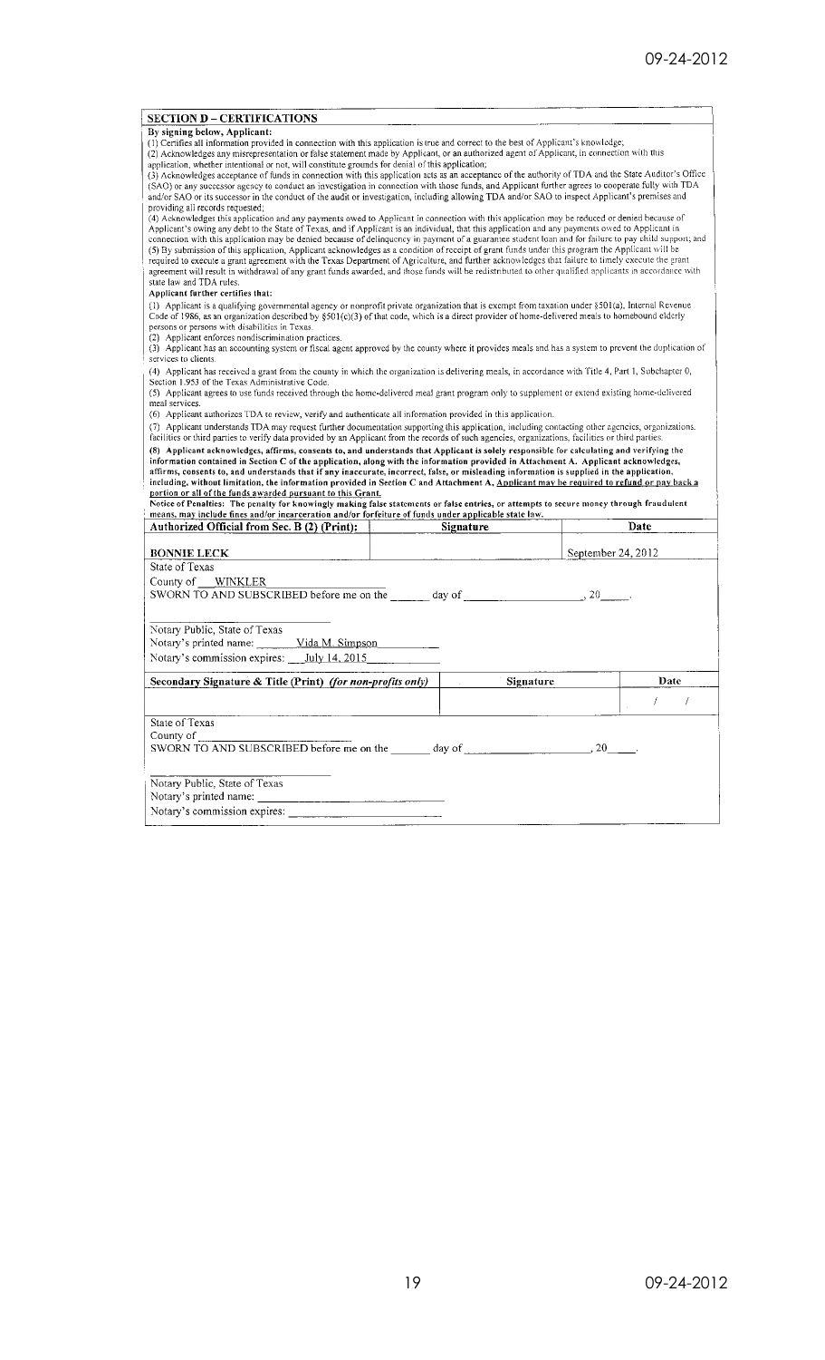## SECTION D – CERTIFICATIONS

**By signing below, Applicant:**

(1) Certifies all information provided in connection with this application is true and correct to the best of Applicant's knowledge;

(2) Acknowledges any misrepresentation or false statement made by Applicant, or an authorized agent of Applicant, in connection with this application, whether intentional or not, will constitute grounds for denial of this application;

(3) Acknowledges acceptance of funds in connection with this application acts as an acceptance of the authority of TDA and the State Auditor's Office (SAO) or any successor agency to conduct an investigation in connection with those funds, and Applicant further agrees to cooperate fully with TDA and/or SAO or its successor in the conduct of the audit or investigation, including allowing TDA and/or SAO to inspect Applicant's premises and providing all records requested;

(4) Acknowledges this application and any payments owed to Applicant in connection with this application may be reduced or denied because of Applicant's owing any debt to the State of Texas, and if Applicant is an individual, that this application and any payments owed to Applicant in connection with this application may be denied because of delinquency in payment of a guarantee student loan and for failure to pay child support; and

(5) By submission of this application, Applicant acknowledges as a condition of receipt of grant funds under this program the Applicant will be required to execute a grant agreement with the Texas Department of Agriculture, and further acknowledges that failure to timely execute the grant agreement will result in withdrawal of any grant funds awarded, and those funds will be redistributed to other qualified applicants in accordance with state law and TDA rules.

**Applicant further certifies that:**

(1) Applicant is a qualifying governmental agency or nonprofit private organization that is exempt from taxation under §501(a), Internal Revenue Code of 1986, as an organization described by §501(c)(3) of that code, which is a direct provider of home-delivered meals to homebound elderly persons or persons with disabilities in Texas.

(2) Applicant enforces nondiscrimination practices.

(3) Applicant has an accounting system or fiscal agent approved by the county where it provides meals and has a system to prevent the duplication of services to clients.

(4) Applicant has received a grant from the county in which the organization is delivering meals, in accordance with Title 4, Part 1, Subchapter 0, Section 1.953 of the Texas Administrative Code.

(5) Applicant agrees to use funds received through the home-delivered meal grant program only to supplement or extend existing home-delivered meal services.

(6) Applicant authorizes TDA to review, verify and authenticate all information provided in this application.

(7) Applicant understands TDA may request further documentation supporting this application, including contacting other agencies, organizations, facilities or third parties to verify data provided by an Applicant from the records of such agencies, organizations, facilities or third parties.

**(8) Applicant acknowledges, affirms, consents to, and understands that Applicant is solely responsible for calculating and verifying the information contained in Section C of the application, along with the information provided in Attachment A. Applicant acknowledges, affirms, consents to, and understands that if any inaccurate, incorrect, false, or misleading information is supplied in the application, including, without limitation, the information provided in Section C and Attachment A, <u>Applicant may be required to refund or pay back a portion or all of the funds awarded pursuant to this Grant.</u>**

**Notice of Penalties: The penalty for knowingly making false statements or false entries, or attempts to secure money through fraudulent means, may include fines and/or incarceration and/or forfeiture of funds under applicable state law.**

| Authorized Official from Sec. B (2) (Print): | Signature | Date |
|---|---|---|
| BONNIE LECK | | September 24, 2012 |

State of Texas

County of \_\_WINKLER

SWORN TO AND SUBSCRIBED before me on the \_\_\_\_\_\_ day of \_\_\_\_\_\_\_\_\_\_\_\_\_\_\_\_\_\_, 20\_\_\_\_.

\_\_\_\_\_\_\_\_\_\_\_\_\_\_\_\_\_\_\_\_\_\_\_\_\_\_

Notary Public, State of Texas

Notary's printed name: \_\_\_\_\_\_Vida M. Simpson\_\_\_\_\_\_\_\_\_

Notary's commission expires: \_\_\_July 14, 2015\_\_\_\_\_\_\_\_\_\_\_

| Secondary Signature & Title (Print) *(for non-profits only)* | Signature | Date |
|---|---|---|
| | | / / |

State of Texas

County of \_\_\_\_\_\_\_\_\_\_\_\_\_\_\_\_\_\_\_\_\_\_\_\_

SWORN TO AND SUBSCRIBED before me on the \_\_\_\_\_\_ day of \_\_\_\_\_\_\_\_\_\_\_\_\_\_\_\_\_\_, 20\_\_\_\_.

\_\_\_\_\_\_\_\_\_\_\_\_\_\_\_\_\_\_\_\_\_\_\_\_\_\_

Notary Public, State of Texas

Notary's printed name: \_\_\_\_\_\_\_\_\_\_\_\_\_\_\_\_\_\_\_\_\_\_\_\_

Notary's commission expires: \_\_\_\_\_\_\_\_\_\_\_\_\_\_\_\_\_\_\_\_\_\_\_\_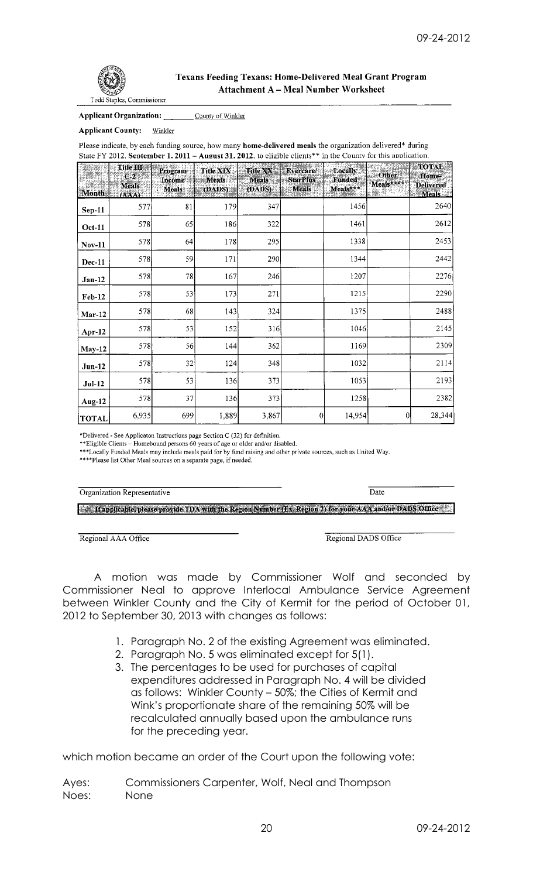Todd Staples, Commissioner

## Texans Feeding Texans: Home-Delivered Meal Grant Program
### Attachment A – Meal Number Worksheet

**Applicant Organization:** County of Winkler

**Applicant County:** Winkler

Please indicate, by each funding source, how many **home-delivered meals** the organization delivered* during State FY 2012, **September 1, 2011 – August 31, 2012**, to eligible clients** in the County for this application.

| Month | Title III C-2 Meals (AAA) | Program Income Meals | Title XIX Meals (DADS) | Title XX Meals (DADS) | Evercare/ StarPlus Meals | Locally Funded Meals*** | Other Meals**** | TOTAL Home-Delivered Meals |
|---|---|---|---|---|---|---|---|---|
| Sep-11 | 577 | 81 | 179 | 347 | | 1456 | | 2640 |
| Oct-11 | 578 | 65 | 186 | 322 | | 1461 | | 2612 |
| Nov-11 | 578 | 64 | 178 | 295 | | 1338 | | 2453 |
| Dec-11 | 578 | 59 | 171 | 290 | | 1344 | | 2442 |
| Jan-12 | 578 | 78 | 167 | 246 | | 1207 | | 2276 |
| Feb-12 | 578 | 53 | 173 | 271 | | 1215 | | 2290 |
| Mar-12 | 578 | 68 | 143 | 324 | | 1375 | | 2488 |
| Apr-12 | 578 | 53 | 152 | 316 | | 1046 | | 2145 |
| May-12 | 578 | 56 | 144 | 362 | | 1169 | | 2309 |
| Jun-12 | 578 | 32 | 124 | 348 | | 1032 | | 2114 |
| Jul-12 | 578 | 53 | 136 | 373 | | 1053 | | 2193 |
| Aug-12 | 578 | 37 | 136 | 373 | | 1258 | | 2382 |
| TOTAL | 6,935 | 699 | 1,889 | 3,867 | 0 | 14,954 | 0 | 28,344 |

*Delivered - See Applicaton Instructions page Section C (32) for definition.
**Eligible Clients – Homebound persons 60 years of age or older and/or disabled.
***Locally Funded Meals may include meals paid for by fund raising and other private sources, such as United Way.
****Please list Other Meal sources on a separate page, if needed.

Organization Representative &nbsp;&nbsp;&nbsp;&nbsp;&nbsp;&nbsp;&nbsp;&nbsp;&nbsp;&nbsp; Date

**If applicable, please provide TDA with the Region Number (Ex. Region 2) for your AAA and/or DADS Office**

Regional AAA Office &nbsp;&nbsp;&nbsp;&nbsp;&nbsp;&nbsp;&nbsp;&nbsp;&nbsp;&nbsp; Regional DADS Office

A motion was made by Commissioner Wolf and seconded by Commissioner Neal to approve Interlocal Ambulance Service Agreement between Winkler County and the City of Kermit for the period of October 01, 2012 to September 30, 2013 with changes as follows:

1. Paragraph No. 2 of the existing Agreement was eliminated.
2. Paragraph No. 5 was eliminated except for 5(1).
3. The percentages to be used for purchases of capital expenditures addressed in Paragraph No. 4 will be divided as follows: Winkler County – 50%; the Cities of Kermit and Wink's proportionate share of the remaining 50% will be recalculated annually based upon the ambulance runs for the preceding year.

which motion became an order of the Court upon the following vote:

Ayes: Commissioners Carpenter, Wolf, Neal and Thompson
Noes: None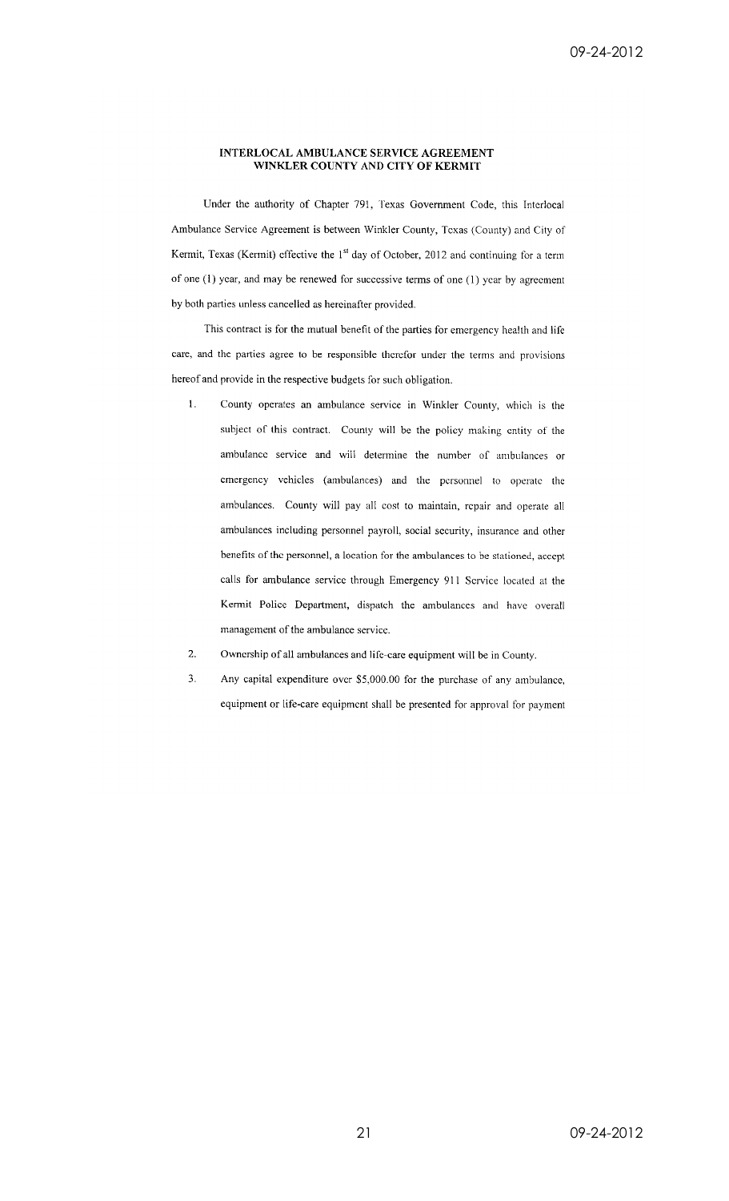**INTERLOCAL AMBULANCE SERVICE AGREEMENT**
**WINKLER COUNTY AND CITY OF KERMIT**

Under the authority of Chapter 791, Texas Government Code, this Interlocal Ambulance Service Agreement is between Winkler County, Texas (County) and City of Kermit, Texas (Kermit) effective the 1st day of October, 2012 and continuing for a term of one (1) year, and may be renewed for successive terms of one (1) year by agreement by both parties unless cancelled as hereinafter provided.

This contract is for the mutual benefit of the parties for emergency health and life care, and the parties agree to be responsible therefor under the terms and provisions hereof and provide in the respective budgets for such obligation.

1. County operates an ambulance service in Winkler County, which is the subject of this contract. County will be the policy making entity of the ambulance service and will determine the number of ambulances or emergency vehicles (ambulances) and the personnel to operate the ambulances. County will pay all cost to maintain, repair and operate all ambulances including personnel payroll, social security, insurance and other benefits of the personnel, a location for the ambulances to be stationed, accept calls for ambulance service through Emergency 911 Service located at the Kermit Police Department, dispatch the ambulances and have overall management of the ambulance service.
2. Ownership of all ambulances and life-care equipment will be in County.
3. Any capital expenditure over $5,000.00 for the purchase of any ambulance, equipment or life-care equipment shall be presented for approval for payment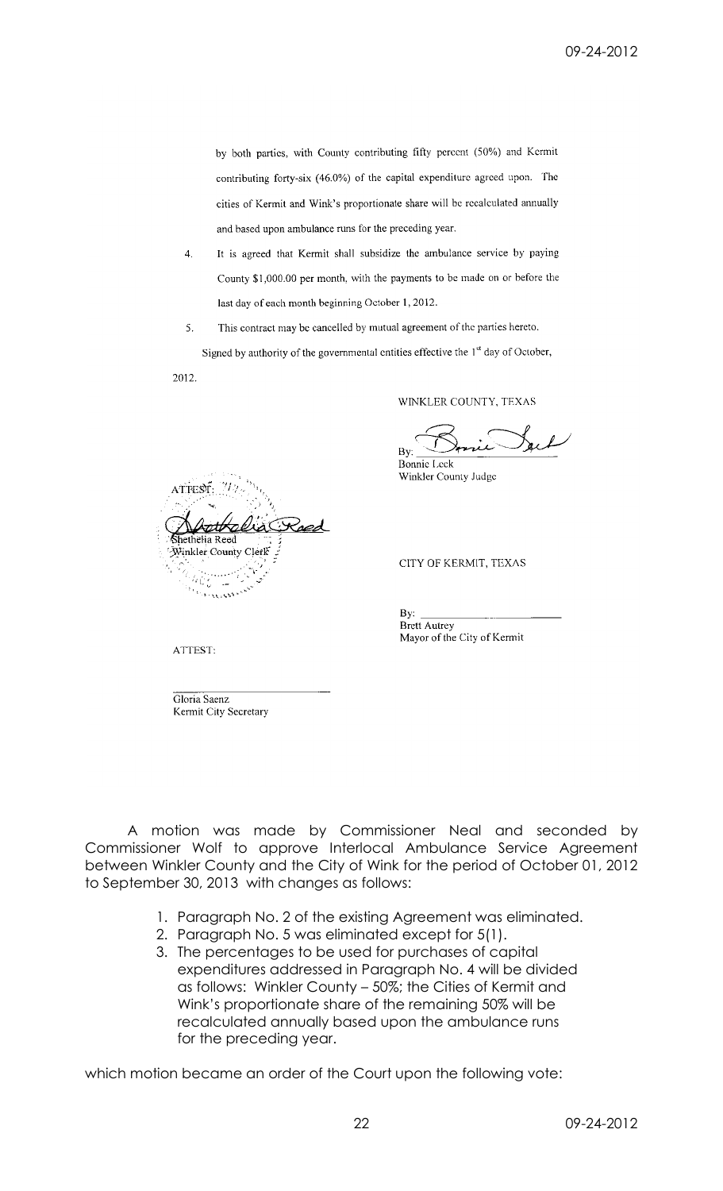by both parties, with County contributing fifty percent (50%) and Kermit contributing forty-six (46.0%) of the capital expenditure agreed upon. The cities of Kermit and Wink's proportionate share will be recalculated annually and based upon ambulance runs for the preceding year.

4. It is agreed that Kermit shall subsidize the ambulance service by paying County $1,000.00 per month, with the payments to be made on or before the last day of each month beginning October 1, 2012.

5. This contract may be cancelled by mutual agreement of the parties hereto.

Signed by authority of the governmental entities effective the 1st day of October, 2012.

WINKLER COUNTY, TEXAS

By: ______________________
Bonnie Leck
Winkler County Judge

ATTEST:

______________________
Shethelia Reed
Winkler County Clerk

CITY OF KERMIT, TEXAS

By: ______________________
Brett Autrey
Mayor of the City of Kermit

ATTEST:

______________________
Gloria Saenz
Kermit City Secretary

A motion was made by Commissioner Neal and seconded by Commissioner Wolf to approve Interlocal Ambulance Service Agreement between Winkler County and the City of Wink for the period of October 01, 2012 to September 30, 2013 with changes as follows:

1. Paragraph No. 2 of the existing Agreement was eliminated.
2. Paragraph No. 5 was eliminated except for 5(1).
3. The percentages to be used for purchases of capital expenditures addressed in Paragraph No. 4 will be divided as follows: Winkler County – 50%; the Cities of Kermit and Wink's proportionate share of the remaining 50% will be recalculated annually based upon the ambulance runs for the preceding year.

which motion became an order of the Court upon the following vote: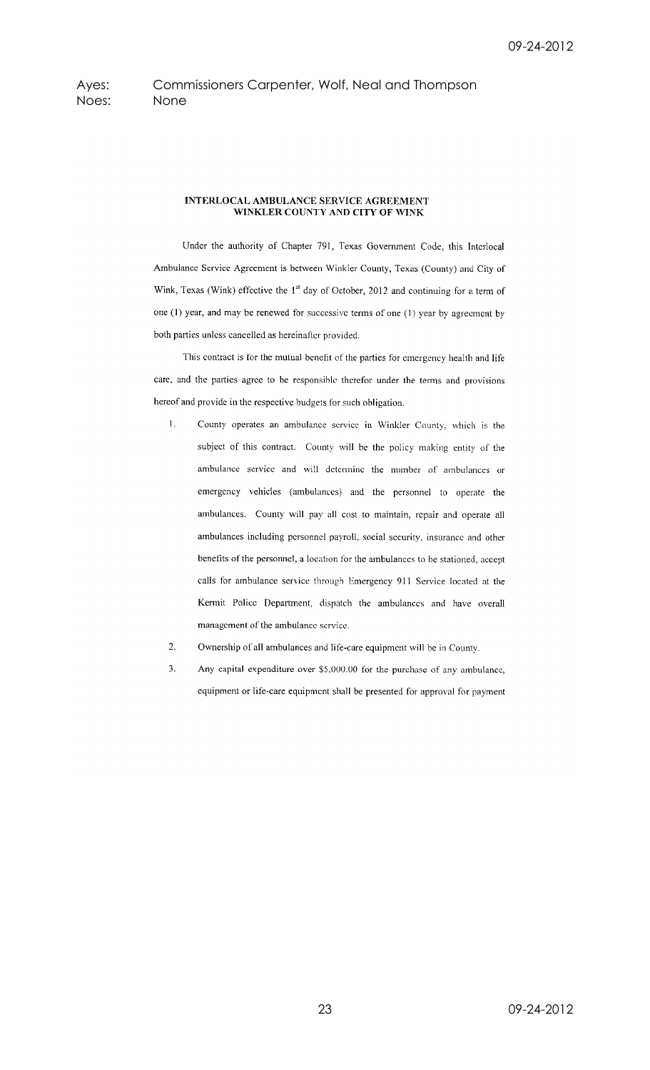Ayes: Commissioners Carpenter, Wolf, Neal and Thompson
Noes: None

**INTERLOCAL AMBULANCE SERVICE AGREEMENT**
**WINKLER COUNTY AND CITY OF WINK**

Under the authority of Chapter 791, Texas Government Code, this Interlocal Ambulance Service Agreement is between Winkler County, Texas (County) and City of Wink, Texas (Wink) effective the 1st day of October, 2012 and continuing for a term of one (1) year, and may be renewed for successive terms of one (1) year by agreement by both parties unless cancelled as hereinafter provided.

This contract is for the mutual benefit of the parties for emergency health and life care, and the parties agree to be responsible therefor under the terms and provisions hereof and provide in the respective budgets for such obligation.

1. County operates an ambulance service in Winkler County, which is the subject of this contract. County will be the policy making entity of the ambulance service and will determine the number of ambulances or emergency vehicles (ambulances) and the personnel to operate the ambulances. County will pay all cost to maintain, repair and operate all ambulances including personnel payroll, social security, insurance and other benefits of the personnel, a location for the ambulances to be stationed, accept calls for ambulance service through Emergency 911 Service located at the Kermit Police Department, dispatch the ambulances and have overall management of the ambulance service.
2. Ownership of all ambulances and life-care equipment will be in County.
3. Any capital expenditure over $5,000.00 for the purchase of any ambulance, equipment or life-care equipment shall be presented for approval for payment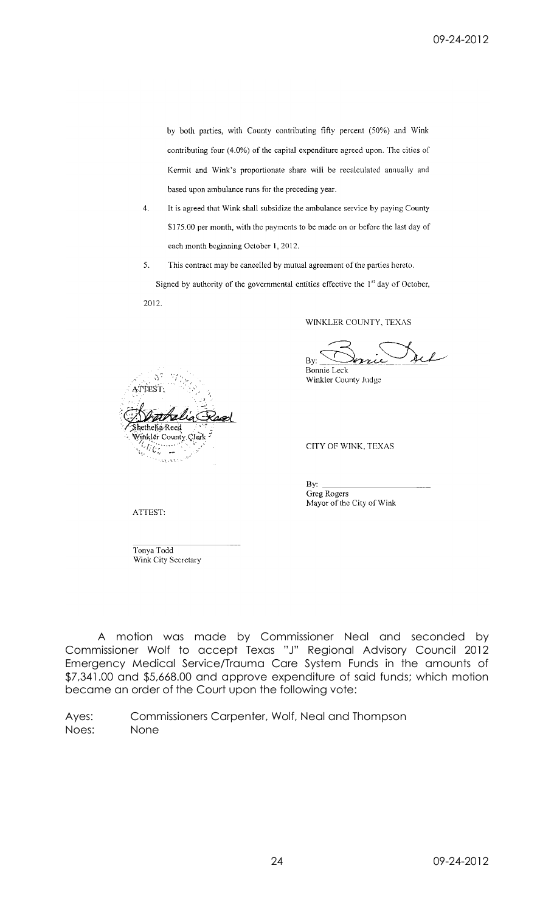by both parties, with County contributing fifty percent (50%) and Wink contributing four (4.0%) of the capital expenditure agreed upon. The cities of Kermit and Wink's proportionate share will be recalculated annually and based upon ambulance runs for the preceding year.

4. It is agreed that Wink shall subsidize the ambulance service by paying County $175.00 per month, with the payments to be made on or before the last day of each month beginning October 1, 2012.

5. This contract may be cancelled by mutual agreement of the parties hereto.

Signed by authority of the governmental entities effective the 1st day of October, 2012.

WINKLER COUNTY, TEXAS

By: ___________________________
Bonnie Leck
Winkler County Judge

ATTEST:

___________________________
Shethelia Reed
Winkler County Clerk

CITY OF WINK, TEXAS

By: ___________________________
Greg Rogers
Mayor of the City of Wink

ATTEST:

___________________________
Tonya Todd
Wink City Secretary

A motion was made by Commissioner Neal and seconded by Commissioner Wolf to accept Texas "J" Regional Advisory Council 2012 Emergency Medical Service/Trauma Care System Funds in the amounts of $7,341.00 and $5,668.00 and approve expenditure of said funds; which motion became an order of the Court upon the following vote:

Ayes: Commissioners Carpenter, Wolf, Neal and Thompson
Noes: None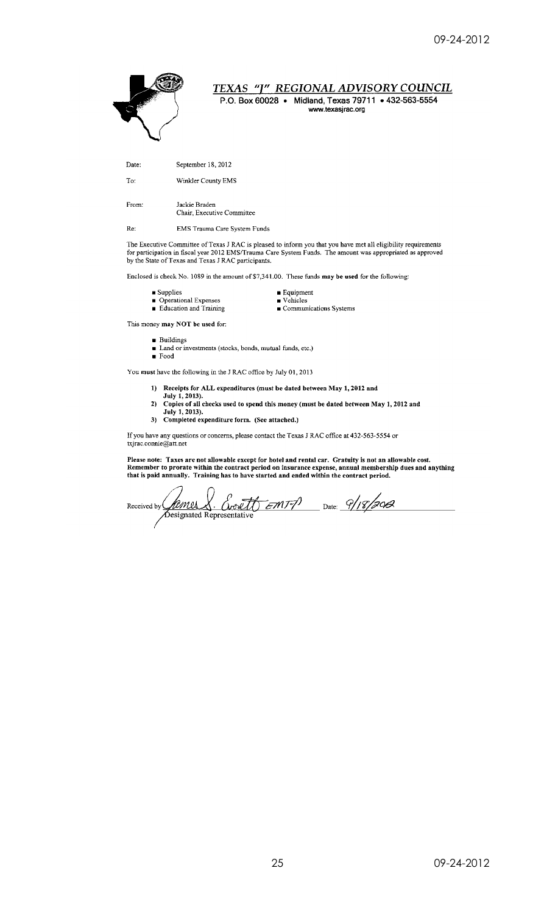## *TEXAS "J" REGIONAL ADVISORY COUNCIL*

**P.O. Box 60028 • Midland, Texas 79711 • 432-563-5554**
**www.texasjrac.org**

Date: September 18, 2012

To: Winkler County EMS

From: Jackie Braden
Chair, Executive Committee

Re: EMS Trauma Care System Funds

The Executive Committee of Texas J RAC is pleased to inform you that you have met all eligibility requirements for participation in fiscal year 2012 EMS/Trauma Care System Funds. The amount was appropriated as approved by the State of Texas and Texas J RAC participants.

Enclosed is check No. 1089 in the amount of $7,341.00. These funds **may be used** for the following:

- Supplies
- Operational Expenses
- Education and Training
- Equipment
- Vehicles
- Communications Systems

This money **may NOT be used** for:

- Buildings
- Land or investments (stocks, bonds, mutual funds, etc.)
- Food

You **must** have the following in the J RAC office by July 01, 2013

1) **Receipts for ALL expenditures (must be dated between May 1, 2012 and July 1, 2013).**
2) **Copies of all checks used to spend this money (must be dated between May 1, 2012 and July 1, 2013).**
3) **Completed expenditure form. (See attached.)**

If you have any questions or concerns, please contact the Texas J RAC office at 432-563-5554 or txjrac.connie@att.net

**Please note: Taxes are not allowable except for hotel and rental car. Gratuity is not an allowable cost. Remember to prorate within the contract period on insurance expense, annual membership dues and anything that is paid annually. Training has to have started and ended within the contract period.**

Received by: James S. Everett EMT-P Date: 9/18/2012
Designated Representative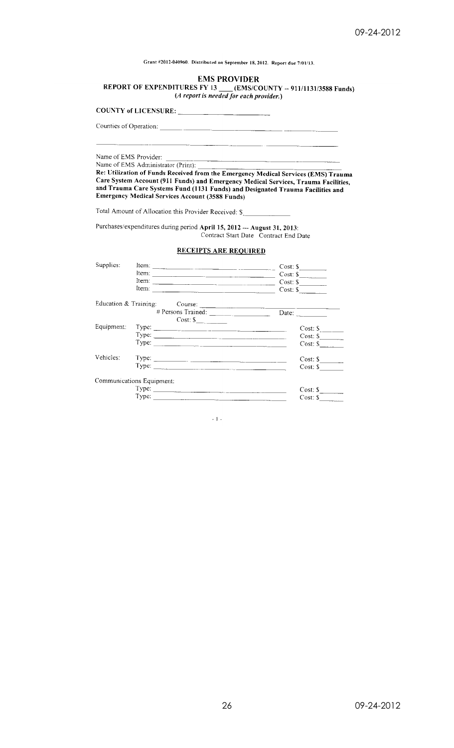Grant #2012-040960. Distributed on September 18, 2012. Report due 7/01/13.

## EMS PROVIDER

**REPORT OF EXPENDITURES FY 13 ____ (EMS/COUNTY – 911/1131/3588 Funds)**

*(A report is needed for each provider.)*

**COUNTY of LICENSURE:** ____________________

Counties of Operation: ____________________________________________

____________________________________________

Name of EMS Provider: ____________________________________________

Name of EMS Administrator (Print): ____________________________________________

**Re: Utilization of Funds Received from the Emergency Medical Services (EMS) Trauma Care System Account (911 Funds) and Emergency Medical Services, Trauma Facilities, and Trauma Care Systems Fund (1131 Funds) and Designated Trauma Facilities and Emergency Medical Services Account (3588 Funds)**

Total Amount of Allocation this Provider Received: $____________

Purchases/expenditures during period **April 15, 2012 --- August 31, 2013**:
Contract Start Date Contract End Date

**RECEIPTS ARE REQUIRED**

Supplies: Item: ______________________________ Cost: $________
Item: ______________________________ Cost: $________
Item: ______________________________ Cost: $________
Item: ______________________________ Cost: $________

Education & Training: Course: ______________________________
# Persons Trained: ____________ Date: ________
Cost: $________

Equipment: Type: ______________________________ Cost: $________
Type: ______________________________ Cost: $________
Type: ______________________________ Cost: $________

Vehicles: Type: ______________________________ Cost: $________
Type: ______________________________ Cost: $________

Communications Equipment:
Type: ______________________________ Cost: $________
Type: ______________________________ Cost: $________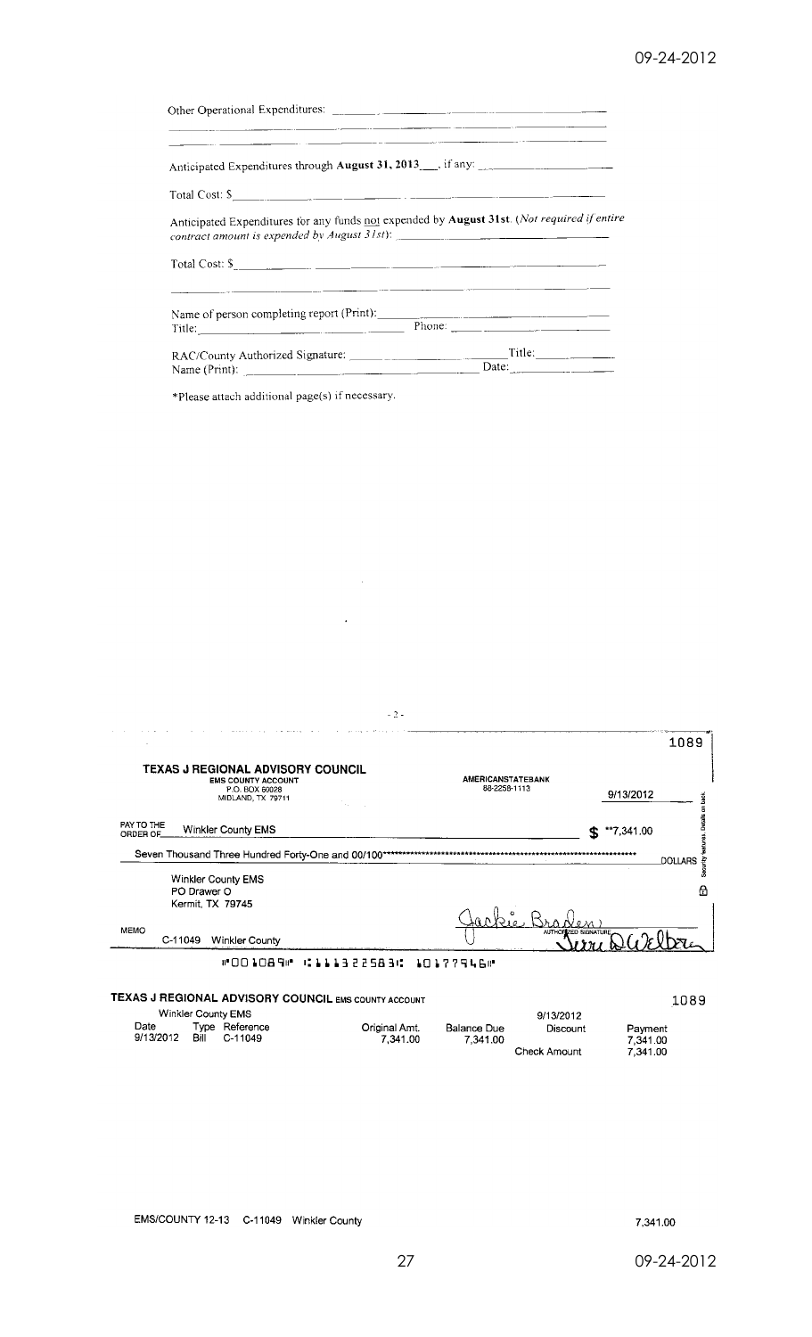Other Operational Expenditures: _______________________________________________

_______________________________________________________________________________

Anticipated Expenditures through **August 31, 2013**___, if any: ____________________

Total Cost: $_______________________________________________________________

Anticipated Expenditures for any funds not expended by **August 31st**. (*Not required if entire contract amount is expended by August 31st*): ______________________________

Total Cost: $_______________________________________________________________

_______________________________________________________________________________

Name of person completing report (Print):_______________________________________
Title:_________________________________ Phone: ______________________________

RAC/County Authorized Signature: ___________________________ Title:_____________
Name (Print): ______________________________________ Date:_________________

*Please attach additional page(s) if necessary.

- 2 -

1089

**TEXAS J REGIONAL ADVISORY COUNCIL**
EMS COUNTY ACCOUNT
P.O. BOX 60028
MIDLAND, TX 79711

AMERICANSTATEBANK
88-2258-1113

9/13/2012

PAY TO THE ORDER OF Winkler County EMS $ **7,341.00

Seven Thousand Three Hundred Forty-One and 00/100************************************ DOLLARS

Winkler County EMS
PO Drawer O
Kermit, TX 79745

MEMO C-11049 Winkler County

AUTHORIZED SIGNATURE

⑈001089⑈ ⑆111322583⑆ 101779461⑈

**TEXAS J REGIONAL ADVISORY COUNCIL** EMS COUNTY ACCOUNT 1089

Winkler County EMS 9/13/2012

| Date | Type | Reference | Original Amt. | Balance Due | Discount | Payment |
|---|---|---|---|---|---|---|
| 9/13/2012 | Bill | C-11049 | 7,341.00 | 7,341.00 | | 7,341.00 |
| | | | | | Check Amount | 7,341.00 |

EMS/COUNTY 12-13 C-11049 Winkler County 7,341.00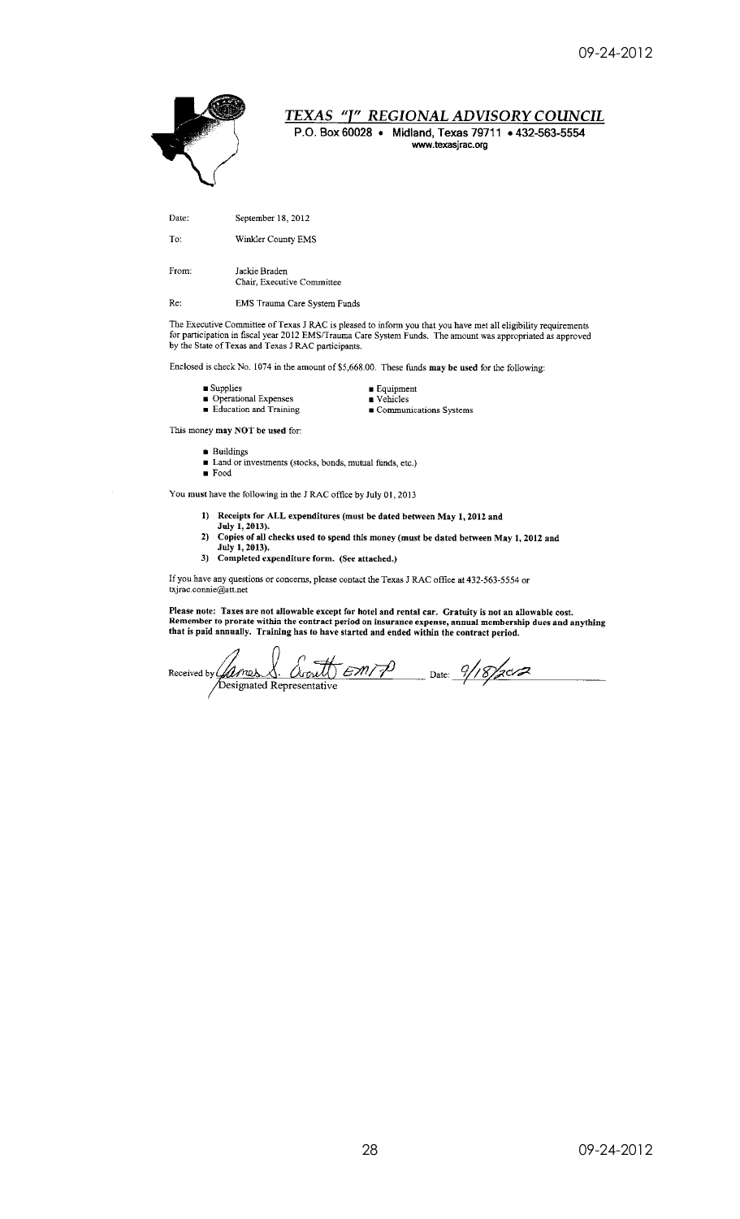# *TEXAS "J" REGIONAL ADVISORY COUNCIL*

**P.O. Box 60028 • Midland, Texas 79711 • 432-563-5554**
**www.texasjrac.org**

Date: September 18, 2012

To: Winkler County EMS

From: Jackie Braden
Chair, Executive Committee

Re: EMS Trauma Care System Funds

The Executive Committee of Texas J RAC is pleased to inform you that you have met all eligibility requirements for participation in fiscal year 2012 EMS/Trauma Care System Funds. The amount was appropriated as approved by the State of Texas and Texas J RAC participants.

Enclosed is check No. 1074 in the amount of $5,668.00. These funds **may be used** for the following:

- Supplies
- Operational Expenses
- Education and Training
- Equipment
- Vehicles
- Communications Systems

This money **may NOT be used** for:

- Buildings
- Land or investments (stocks, bonds, mutual funds, etc.)
- Food

You **must** have the following in the J RAC office by July 01, 2013

1) **Receipts for ALL expenditures (must be dated between May 1, 2012 and July 1, 2013).**
2) **Copies of all checks used to spend this money (must be dated between May 1, 2012 and July 1, 2013).**
3) **Completed expenditure form. (See attached.)**

If you have any questions or concerns, please contact the Texas J RAC office at 432-563-5554 or txjrac.connie@att.net

**Please note: Taxes are not allowable except for hotel and rental car. Gratuity is not an allowable cost. Remember to prorate within the contract period on insurance expense, annual membership dues and anything that is paid annually. Training has to have started and ended within the contract period.**

Received by: James S. Scott EMT-P Date: 9/18/2012
Designated Representative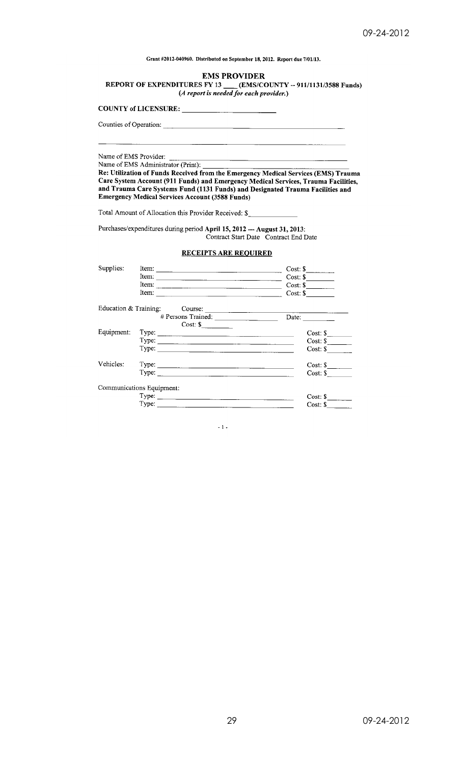Grant #2012-040960. Distributed on September 18, 2012. Report due 7/01/13.

**EMS PROVIDER**
**REPORT OF EXPENDITURES FY 13 \_\_\_\_ (EMS/COUNTY -- 911/1131/3588 Funds)**
*(A report is needed for each provider.)*

**COUNTY of LICENSURE:** \_\_\_\_\_\_\_\_\_\_\_\_\_\_\_\_\_\_\_\_

Counties of Operation: \_\_\_\_\_\_\_\_\_\_\_\_\_\_\_\_\_\_\_\_\_\_\_\_\_\_\_\_\_\_\_\_\_\_\_\_\_\_\_\_

\_\_\_\_\_\_\_\_\_\_\_\_\_\_\_\_\_\_\_\_\_\_\_\_\_\_\_\_\_\_\_\_\_\_\_\_\_\_\_\_\_\_\_\_\_\_\_\_\_\_\_\_\_\_\_\_

Name of EMS Provider: \_\_\_\_\_\_\_\_\_\_\_\_\_\_\_\_\_\_\_\_\_\_\_\_\_\_\_\_\_\_\_\_\_\_\_\_\_\_\_\_

Name of EMS Administrator (Print): \_\_\_\_\_\_\_\_\_\_\_\_\_\_\_\_\_\_\_\_\_\_\_\_\_\_\_\_\_\_

**Re: Utilization of Funds Received from the Emergency Medical Services (EMS) Trauma Care System Account (911 Funds) and Emergency Medical Services, Trauma Facilities, and Trauma Care Systems Fund (1131 Funds) and Designated Trauma Facilities and Emergency Medical Services Account (3588 Funds)**

Total Amount of Allocation this Provider Received: $\_\_\_\_\_\_\_\_\_\_\_\_

Purchases/expenditures during period **April 15, 2012 --- August 31, 2013**:
Contract Start Date Contract End Date

**RECEIPTS ARE REQUIRED**

Supplies:
- Item: \_\_\_\_\_\_\_\_\_\_\_\_\_\_\_\_\_\_\_\_\_\_\_\_\_\_\_\_ Cost: $\_\_\_\_\_\_\_
- Item: \_\_\_\_\_\_\_\_\_\_\_\_\_\_\_\_\_\_\_\_\_\_\_\_\_\_\_\_ Cost: $\_\_\_\_\_\_\_
- Item: \_\_\_\_\_\_\_\_\_\_\_\_\_\_\_\_\_\_\_\_\_\_\_\_\_\_\_\_ Cost: $\_\_\_\_\_\_\_
- Item: \_\_\_\_\_\_\_\_\_\_\_\_\_\_\_\_\_\_\_\_\_\_\_\_\_\_\_\_ Cost: $\_\_\_\_\_\_\_

Education & Training:
- Course: \_\_\_\_\_\_\_\_\_\_\_\_\_\_\_\_\_\_\_\_\_\_\_\_\_\_\_\_
- # Persons Trained: \_\_\_\_\_\_\_\_\_\_\_\_ Date: \_\_\_\_\_\_\_\_
- Cost: $\_\_\_\_\_\_\_

Equipment:
- Type: \_\_\_\_\_\_\_\_\_\_\_\_\_\_\_\_\_\_\_\_\_\_\_\_\_\_\_\_ Cost: $\_\_\_\_\_\_\_
- Type: \_\_\_\_\_\_\_\_\_\_\_\_\_\_\_\_\_\_\_\_\_\_\_\_\_\_\_\_ Cost: $\_\_\_\_\_\_\_
- Type: \_\_\_\_\_\_\_\_\_\_\_\_\_\_\_\_\_\_\_\_\_\_\_\_\_\_\_\_ Cost: $\_\_\_\_\_\_\_

Vehicles:
- Type: \_\_\_\_\_\_\_\_\_\_\_\_\_\_\_\_\_\_\_\_\_\_\_\_\_\_\_\_ Cost: $\_\_\_\_\_\_\_
- Type: \_\_\_\_\_\_\_\_\_\_\_\_\_\_\_\_\_\_\_\_\_\_\_\_\_\_\_\_ Cost: $\_\_\_\_\_\_\_

Communications Equipment:
- Type: \_\_\_\_\_\_\_\_\_\_\_\_\_\_\_\_\_\_\_\_\_\_\_\_\_\_\_\_ Cost: $\_\_\_\_\_\_\_
- Type: \_\_\_\_\_\_\_\_\_\_\_\_\_\_\_\_\_\_\_\_\_\_\_\_\_\_\_\_ Cost: $\_\_\_\_\_\_\_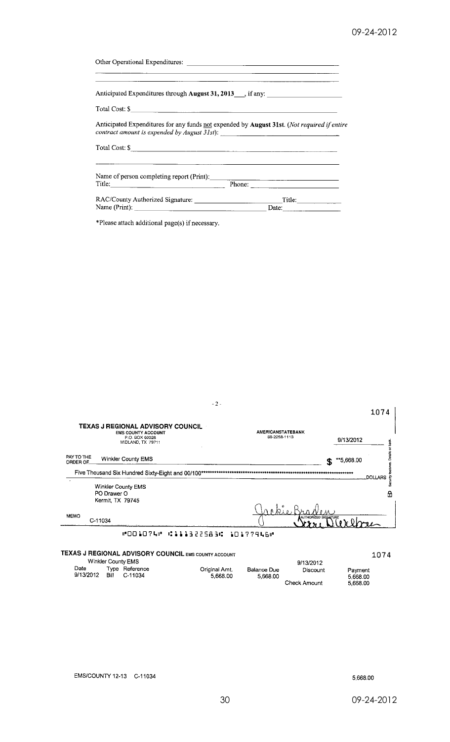Other Operational Expenditures: ______________________________________________

______________________________________________________________________

Anticipated Expenditures through **August 31, 2013**___, if any: ____________________

Total Cost: $______________________________________________________________

Anticipated Expenditures for any funds not expended by **August 31st**. (*Not required if entire contract amount is expended by August 31st*): ____________________________________

Total Cost: $______________________________________________________________

______________________________________________________________________

Name of person completing report (Print):_____________________________________
Title:_________________________________ Phone: ____________________________

RAC/County Authorized Signature: ______________________ Title:____________
Name (Print): ______________________________________ Date:_______________

*Please attach additional page(s) if necessary.

- 2 -

1074

**TEXAS J REGIONAL ADVISORY COUNCIL**
EMS COUNTY ACCOUNT
P.O. BOX 60028
MIDLAND, TX 79711

AMERICANSTATEBANK
88-2258-1113

9/13/2012

PAY TO THE ORDER OF Winkler County EMS $ **5,668.00

Five Thousand Six Hundred Sixty-Eight and 00/100********************************** DOLLARS

Winkler County EMS
PO Drawer O
Kermit, TX 79745

MEMO C-11034

AUTHORIZED SIGNATURE

⑈001074⑈ ⑆111322583⑆ 101779461⑈

**TEXAS J REGIONAL ADVISORY COUNCIL** EMS COUNTY ACCOUNT 1074

Winkler County EMS 9/13/2012

| Date | Type | Reference | Original Amt. | Balance Due | Discount | Payment |
|---|---|---|---|---|---|---|
| 9/13/2012 | Bill | C-11034 | 5,668.00 | 5,668.00 | | 5,668.00 |
| | | | | | Check Amount | 5,668.00 |

EMS/COUNTY 12-13 C-11034 5,668.00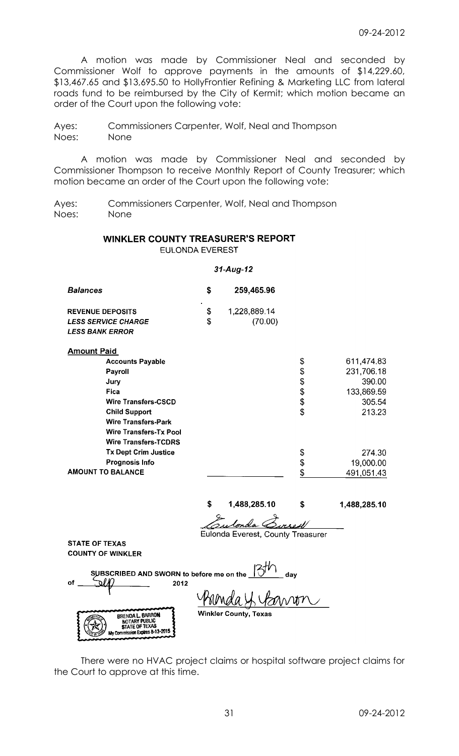A motion was made by Commissioner Neal and seconded by Commissioner Wolf to approve payments in the amounts of $14,229.60, $13,467.65 and $13,695.50 to HollyFrontier Refining & Marketing LLC from lateral roads fund to be reimbursed by the City of Kermit; which motion became an order of the Court upon the following vote:

Ayes: Commissioners Carpenter, Wolf, Neal and Thompson
Noes: None

A motion was made by Commissioner Neal and seconded by Commissioner Thompson to receive Monthly Report of County Treasurer; which motion became an order of the Court upon the following vote:

Ayes: Commissioners Carpenter, Wolf, Neal and Thompson
Noes: None

## WINKLER COUNTY TREASURER'S REPORT

EULONDA EVEREST

*31-Aug-12*

| | | | | |
|---|---|---|---|---|
| ***Balances*** | $ | 259,465.96 | | |
| **REVENUE DEPOSITS** | $ | 1,228,889.14 | | |
| ***LESS SERVICE CHARGE*** | $ | (70.00) | | |
| ***LESS BANK ERROR*** | | | | |
| **Amount Paid** | | | | |
| **Accounts Payable** | | | $ | 611,474.83 |
| **Payroll** | | | $ | 231,706.18 |
| **Jury** | | | $ | 390.00 |
| **Fica** | | | $ | 133,869.59 |
| **Wire Transfers-CSCD** | | | $ | 305.54 |
| **Child Support** | | | $ | 213.23 |
| **Wire Transfers-Park** | | | | |
| **Wire Transfers-Tx Pool** | | | | |
| **Wire Transfers-TCDRS** | | | | |
| **Tx Dept Crim Justice** | | | $ | 274.30 |
| **Prognosis Info** | | | $ | 19,000.00 |
| **AMOUNT TO BALANCE** | | | $ | 491,051.43 |
| | **$** | **1,488,285.10** | **$** | **1,488,285.10** |

Eulonda Everest
Eulonda Everest, County Treasurer

**STATE OF TEXAS**
**COUNTY OF WINKLER**

**SUBSCRIBED AND SWORN to before me on the** 13th **day of** Sep **2012**

Brenda L. Barron
**Winkler County, Texas**

BRENDA L. BARRON
NOTARY PUBLIC
STATE OF TEXAS
My Commission Expires 8-13-2015

There were no HVAC project claims or hospital software project claims for the Court to approve at this time.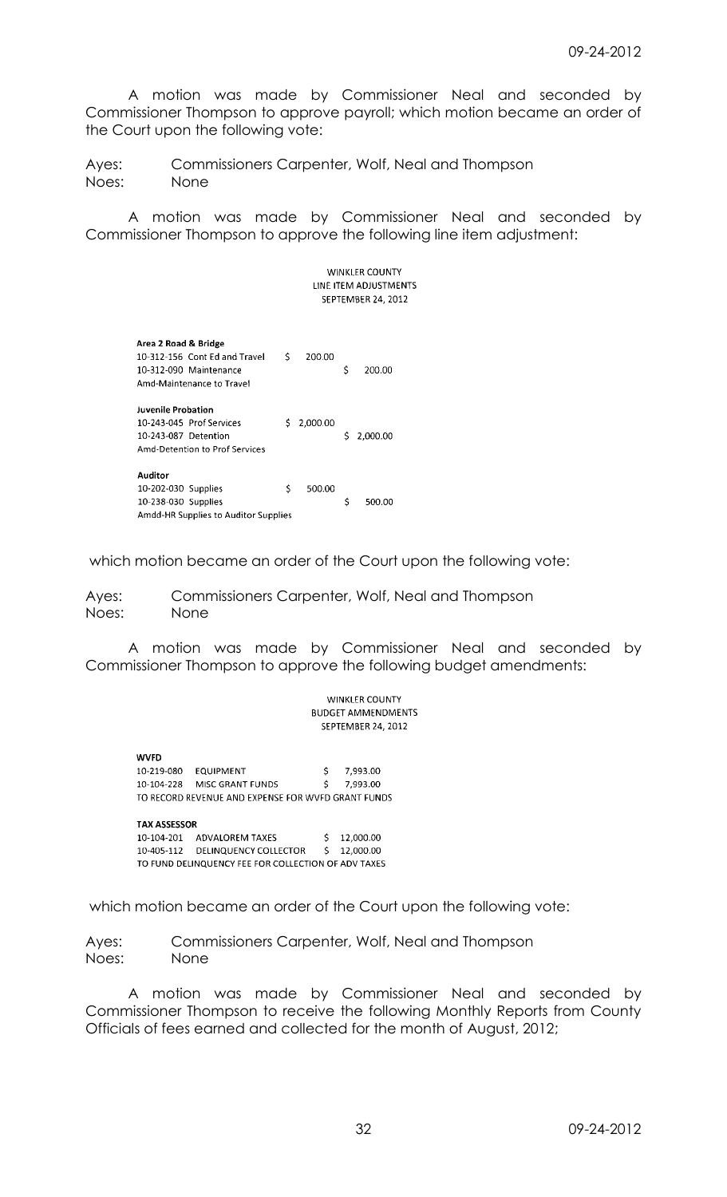A motion was made by Commissioner Neal and seconded by Commissioner Thompson to approve payroll; which motion became an order of the Court upon the following vote:

Ayes: Commissioners Carpenter, Wolf, Neal and Thompson
Noes: None

A motion was made by Commissioner Neal and seconded by Commissioner Thompson to approve the following line item adjustment:

WINKLER COUNTY
LINE ITEM ADJUSTMENTS
SEPTEMBER 24, 2012

| | | |
|---|---|---|
| **Area 2 Road & Bridge** | | |
| 10-312-156 Cont Ed and Travel | $ 200.00 | |
| 10-312-090 Maintenance | | $ 200.00 |
| Amd-Maintenance to Travel | | |
| **Juvenile Probation** | | |
| 10-243-045 Prof Services | $ 2,000.00 | |
| 10-243-087 Detention | | $ 2,000.00 |
| Amd-Detention to Prof Services | | |
| **Auditor** | | |
| 10-202-030 Supplies | $ 500.00 | |
| 10-238-030 Supplies | | $ 500.00 |
| Amdd-HR Supplies to Auditor Supplies | | |

which motion became an order of the Court upon the following vote:

Ayes: Commissioners Carpenter, Wolf, Neal and Thompson
Noes: None

A motion was made by Commissioner Neal and seconded by Commissioner Thompson to approve the following budget amendments:

WINKLER COUNTY
BUDGET AMMENDMENTS
SEPTEMBER 24, 2012

| | | |
|---|---|---|
| **WVFD** | | |
| 10-219-080 | EQUIPMENT | $ 7,993.00 |
| 10-104-228 | MISC GRANT FUNDS | $ 7,993.00 |
| TO RECORD REVENUE AND EXPENSE FOR WVFD GRANT FUNDS | | |
| **TAX ASSESSOR** | | |
| 10-104-201 | ADVALOREM TAXES | $ 12,000.00 |
| 10-405-112 | DELINQUENCY COLLECTOR | $ 12,000.00 |
| TO FUND DELINQUENCY FEE FOR COLLECTION OF ADV TAXES | | |

which motion became an order of the Court upon the following vote:

Ayes: Commissioners Carpenter, Wolf, Neal and Thompson
Noes: None

A motion was made by Commissioner Neal and seconded by Commissioner Thompson to receive the following Monthly Reports from County Officials of fees earned and collected for the month of August, 2012;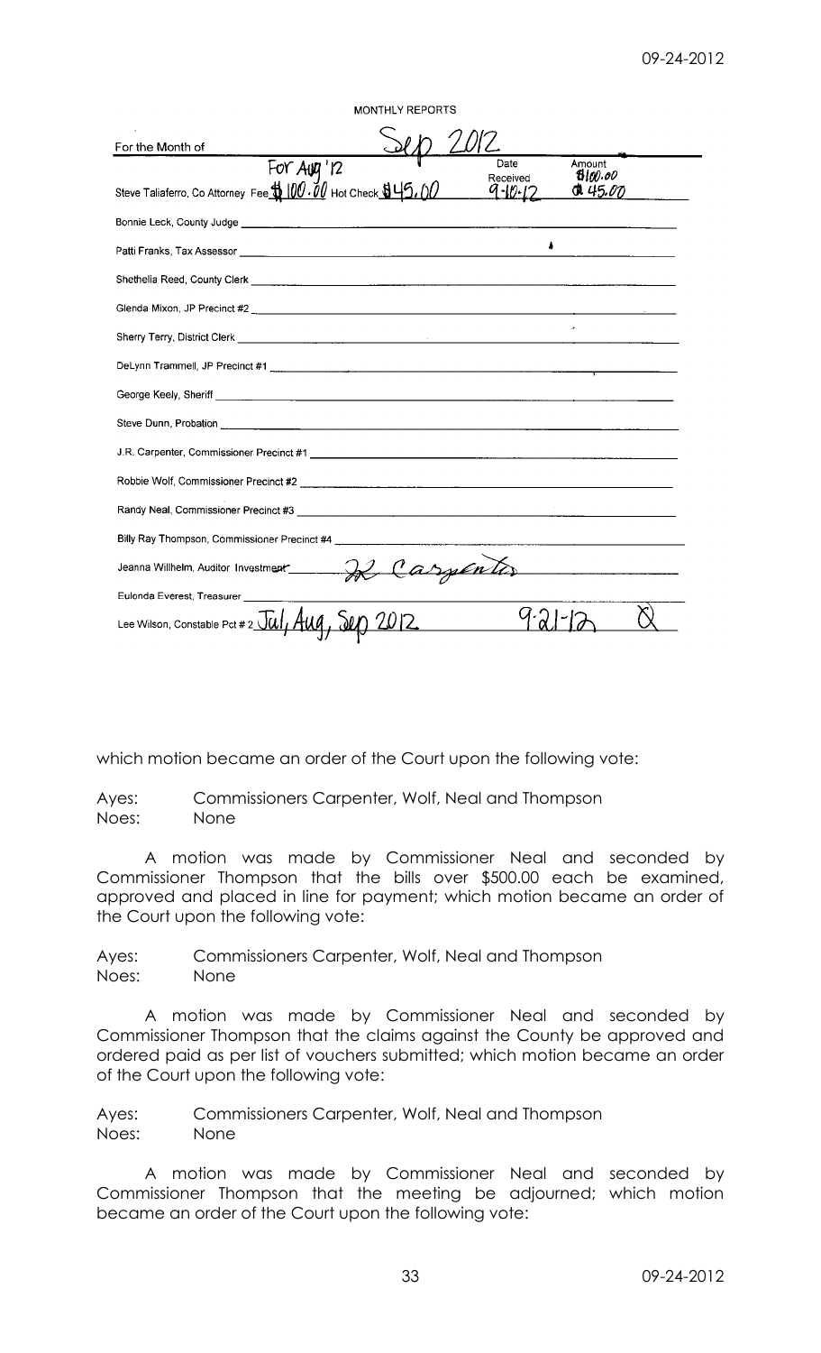MONTHLY REPORTS

For the Month of Sep 2012

| | Date Received | Amount |
|---|---|---|
| Steve Taliaferro, Co Attorney For Aug '12 Fee $100.00 Hot Check $45.00 | 9-10-12 | $100.00 $45.00 |
| Bonnie Leck, County Judge | | |
| Patti Franks, Tax Assessor | | |
| Shethelia Reed, County Clerk | | |
| Glenda Mixon, JP Precinct #2 | | |
| Sherry Terry, District Clerk | | |
| DeLynn Trammell, JP Precinct #1 | | |
| George Keely, Sheriff | | |
| Steve Dunn, Probation | | |
| J.R. Carpenter, Commissioner Precinct #1 | | |
| Robbie Wolf, Commissioner Precinct #2 | | |
| Randy Neal, Commissioner Precinct #3 | | |
| Billy Ray Thompson, Commissioner Precinct #4 | | |
| Jeanna Willhelm, Auditor Investment JR Carpenter | | |
| Eulonda Everest, Treasurer | | |
| Lee Wilson, Constable Pct # 2 Jul, Aug, Sep 2012 | 9-21-12 | 0 |

which motion became an order of the Court upon the following vote:

Ayes: Commissioners Carpenter, Wolf, Neal and Thompson
Noes: None

A motion was made by Commissioner Neal and seconded by Commissioner Thompson that the bills over $500.00 each be examined, approved and placed in line for payment; which motion became an order of the Court upon the following vote:

Ayes: Commissioners Carpenter, Wolf, Neal and Thompson
Noes: None

A motion was made by Commissioner Neal and seconded by Commissioner Thompson that the claims against the County be approved and ordered paid as per list of vouchers submitted; which motion became an order of the Court upon the following vote:

Ayes: Commissioners Carpenter, Wolf, Neal and Thompson
Noes: None

A motion was made by Commissioner Neal and seconded by Commissioner Thompson that the meeting be adjourned; which motion became an order of the Court upon the following vote: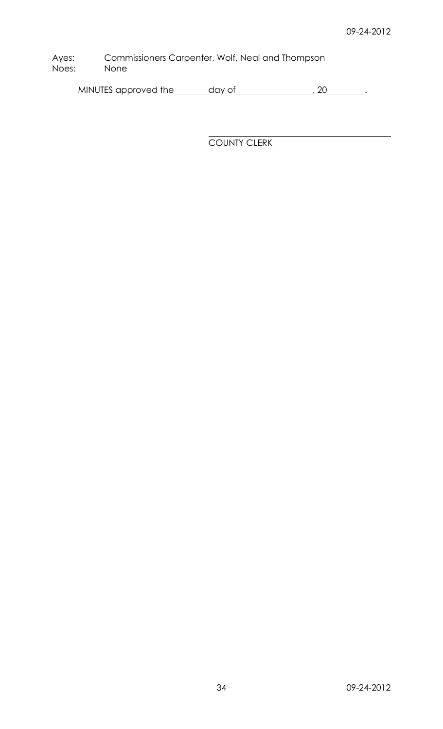Ayes: Commissioners Carpenter, Wolf, Neal and Thompson
Noes: None

MINUTES approved the\_\_\_\_\_\_\_day of\_\_\_\_\_\_\_\_\_\_\_\_\_\_\_\_, 20\_\_\_\_\_\_\_\_.

\_\_\_\_\_\_\_\_\_\_\_\_\_\_\_\_\_\_\_\_\_\_\_\_\_\_\_\_\_\_\_\_\_\_\_\_\_\_\_\_

COUNTY CLERK